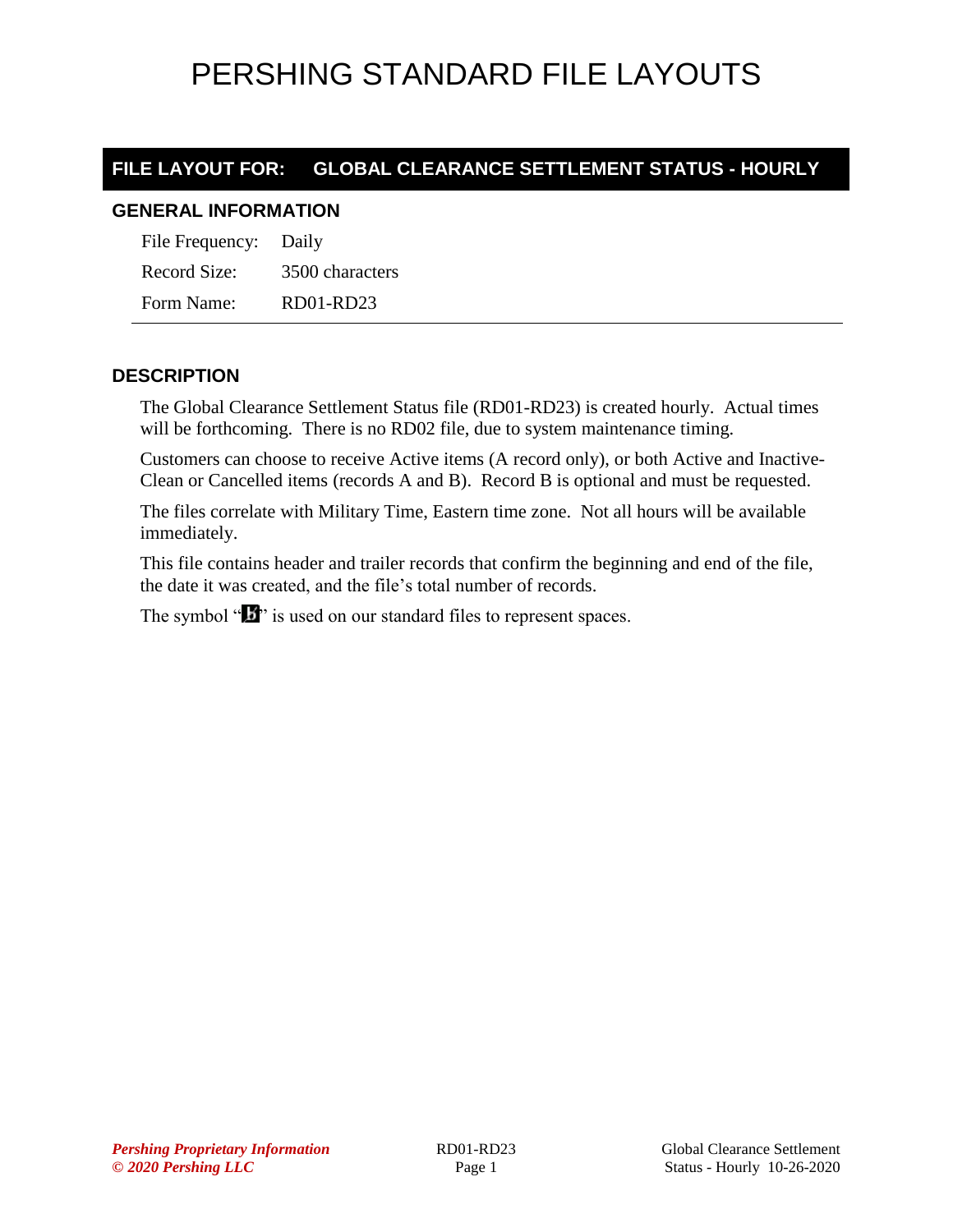# PERSHING STANDARD FILE LAYOUTS

## FILE LAYOUT FOR: GLOBAL CLEARANCE SETTLEMENT STATUS - HOURLY

### GENERAL INFORMATION

| | |
|---|---|
| File Frequency: | Daily |
| Record Size: | 3500 characters |
| Form Name: | RD01-RD23 |

### DESCRIPTION

The Global Clearance Settlement Status file (RD01-RD23) is created hourly. Actual times will be forthcoming. There is no RD02 file, due to system maintenance timing.

Customers can choose to receive Active items (A record only), or both Active and Inactive-Clean or Cancelled items (records A and B). Record B is optional and must be requested.

The files correlate with Military Time, Eastern time zone. Not all hours will be available immediately.

This file contains header and trailer records that confirm the beginning and end of the file, the date it was created, and the file's total number of records.

The symbol "b" is used on our standard files to represent spaces.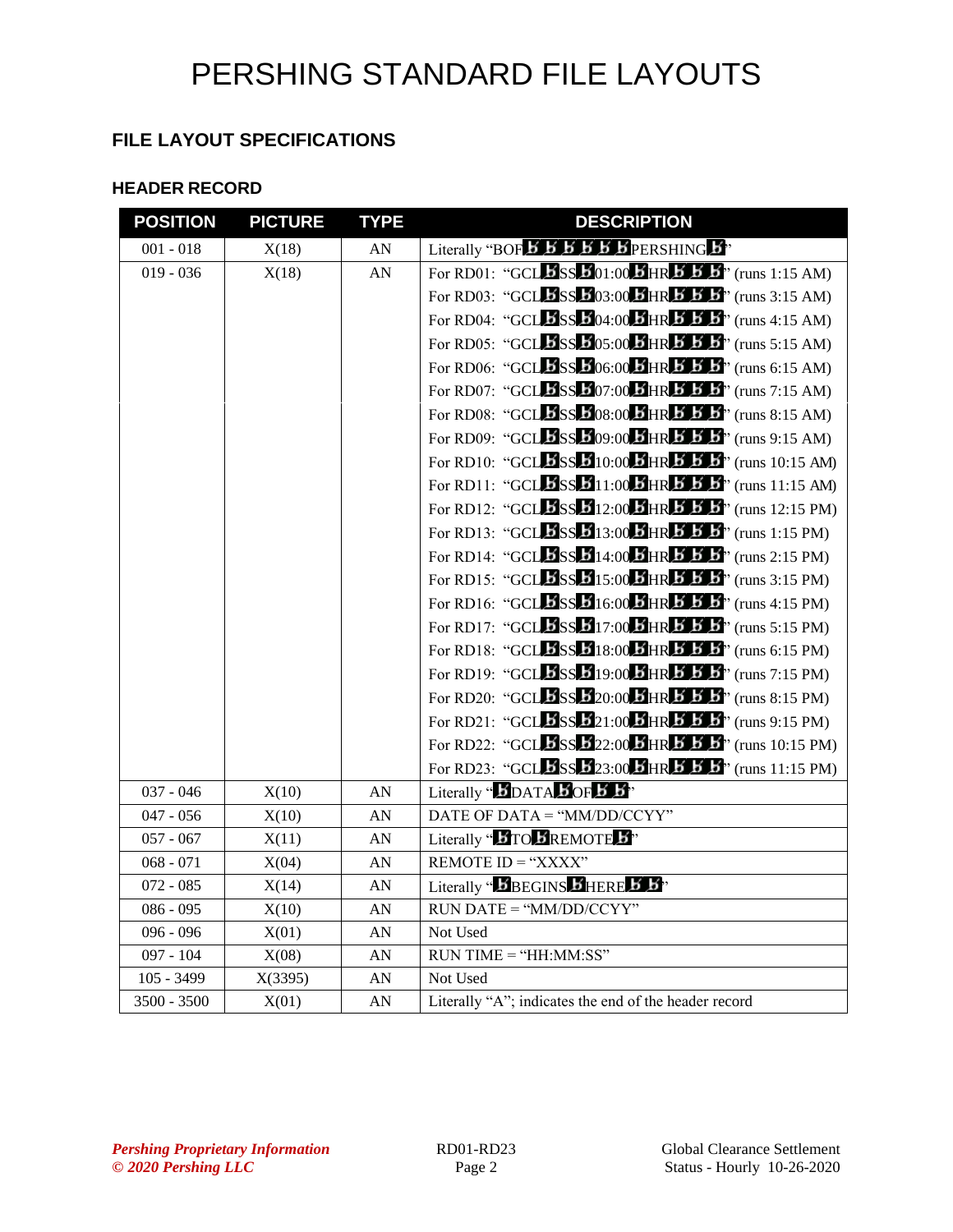# PERSHING STANDARD FILE LAYOUTS

## FILE LAYOUT SPECIFICATIONS

### HEADER RECORD

| POSITION | PICTURE | TYPE | DESCRIPTION |
|---|---|---|---|
| 001 - 018 | X(18) | AN | Literally "BOFƀƀƀƀƀƀPERSHINGƀ" |
| 019 - 036 | X(18) | AN | For RD01: "GCLƀSSƀ01:00ƀHRƀƀƀ" (runs 1:15 AM)<br>For RD03: "GCLƀSSƀ03:00ƀHRƀƀƀ" (runs 3:15 AM)<br>For RD04: "GCLƀSSƀ04:00ƀHRƀƀƀ" (runs 4:15 AM)<br>For RD05: "GCLƀSSƀ05:00ƀHRƀƀƀ" (runs 5:15 AM)<br>For RD06: "GCLƀSSƀ06:00ƀHRƀƀƀ" (runs 6:15 AM)<br>For RD07: "GCLƀSSƀ07:00ƀHRƀƀƀ" (runs 7:15 AM)<br>For RD08: "GCLƀSSƀ08:00ƀHRƀƀƀ" (runs 8:15 AM)<br>For RD09: "GCLƀSSƀ09:00ƀHRƀƀƀ" (runs 9:15 AM)<br>For RD10: "GCLƀSSƀ10:00ƀHRƀƀƀ" (runs 10:15 AM)<br>For RD11: "GCLƀSSƀ11:00ƀHRƀƀƀ" (runs 11:15 AM)<br>For RD12: "GCLƀSSƀ12:00ƀHRƀƀƀ" (runs 12:15 PM)<br>For RD13: "GCLƀSSƀ13:00ƀHRƀƀƀ" (runs 1:15 PM)<br>For RD14: "GCLƀSSƀ14:00ƀHRƀƀƀ" (runs 2:15 PM)<br>For RD15: "GCLƀSSƀ15:00ƀHRƀƀƀ" (runs 3:15 PM)<br>For RD16: "GCLƀSSƀ16:00ƀHRƀƀƀ" (runs 4:15 PM)<br>For RD17: "GCLƀSSƀ17:00ƀHRƀƀƀ" (runs 5:15 PM)<br>For RD18: "GCLƀSSƀ18:00ƀHRƀƀƀ" (runs 6:15 PM)<br>For RD19: "GCLƀSSƀ19:00ƀHRƀƀƀ" (runs 7:15 PM)<br>For RD20: "GCLƀSSƀ20:00ƀHRƀƀƀ" (runs 8:15 PM)<br>For RD21: "GCLƀSSƀ21:00ƀHRƀƀƀ" (runs 9:15 PM)<br>For RD22: "GCLƀSSƀ22:00ƀHRƀƀƀ" (runs 10:15 PM)<br>For RD23: "GCLƀSSƀ23:00ƀHRƀƀƀ" (runs 11:15 PM) |
| 037 - 046 | X(10) | AN | Literally "ƀDATAƀOFƀƀ" |
| 047 - 056 | X(10) | AN | DATE OF DATA = "MM/DD/CCYY" |
| 057 - 067 | X(11) | AN | Literally "ƀTOƀREMOTEƀ" |
| 068 - 071 | X(04) | AN | REMOTE ID = "XXXX" |
| 072 - 085 | X(14) | AN | Literally "ƀBEGINSƀHEREƀƀ" |
| 086 - 095 | X(10) | AN | RUN DATE = "MM/DD/CCYY" |
| 096 - 096 | X(01) | AN | Not Used |
| 097 - 104 | X(08) | AN | RUN TIME = "HH:MM:SS" |
| 105 - 3499 | X(3395) | AN | Not Used |
| 3500 - 3500 | X(01) | AN | Literally "A"; indicates the end of the header record |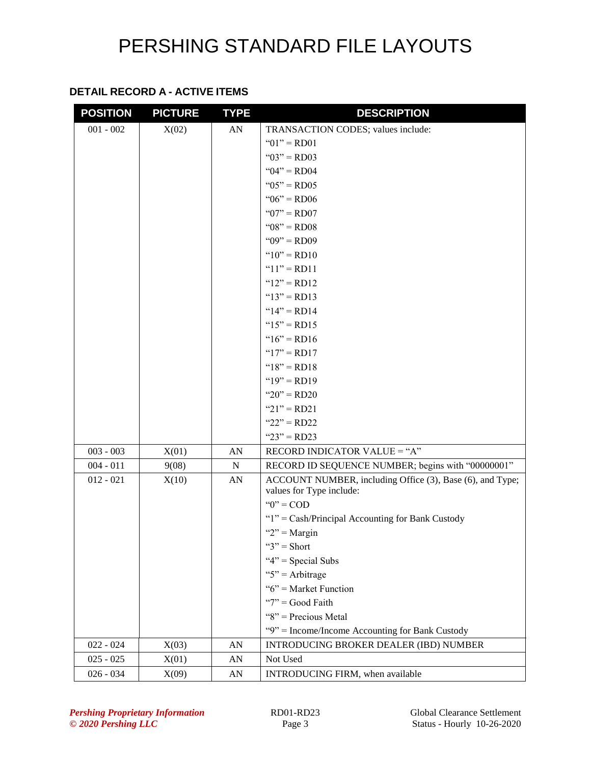## DETAIL RECORD A - ACTIVE ITEMS

| POSITION | PICTURE | TYPE | DESCRIPTION |
|---|---|---|---|
| 001 - 002 | X(02) | AN | TRANSACTION CODES; values include:<br>"01" = RD01<br>"03" = RD03<br>"04" = RD04<br>"05" = RD05<br>"06" = RD06<br>"07" = RD07<br>"08" = RD08<br>"09" = RD09<br>"10" = RD10<br>"11" = RD11<br>"12" = RD12<br>"13" = RD13<br>"14" = RD14<br>"15" = RD15<br>"16" = RD16<br>"17" = RD17<br>"18" = RD18<br>"19" = RD19<br>"20" = RD20<br>"21" = RD21<br>"22" = RD22<br>"23" = RD23 |
| 003 - 003 | X(01) | AN | RECORD INDICATOR VALUE = "A" |
| 004 - 011 | 9(08) | N | RECORD ID SEQUENCE NUMBER; begins with "00000001" |
| 012 - 021 | X(10) | AN | ACCOUNT NUMBER, including Office (3), Base (6), and Type; values for Type include:<br>"0" = COD<br>"1" = Cash/Principal Accounting for Bank Custody<br>"2" = Margin<br>"3" = Short<br>"4" = Special Subs<br>"5" = Arbitrage<br>"6" = Market Function<br>"7" = Good Faith<br>"8" = Precious Metal<br>"9" = Income/Income Accounting for Bank Custody |
| 022 - 024 | X(03) | AN | INTRODUCING BROKER DEALER (IBD) NUMBER |
| 025 - 025 | X(01) | AN | Not Used |
| 026 - 034 | X(09) | AN | INTRODUCING FIRM, when available |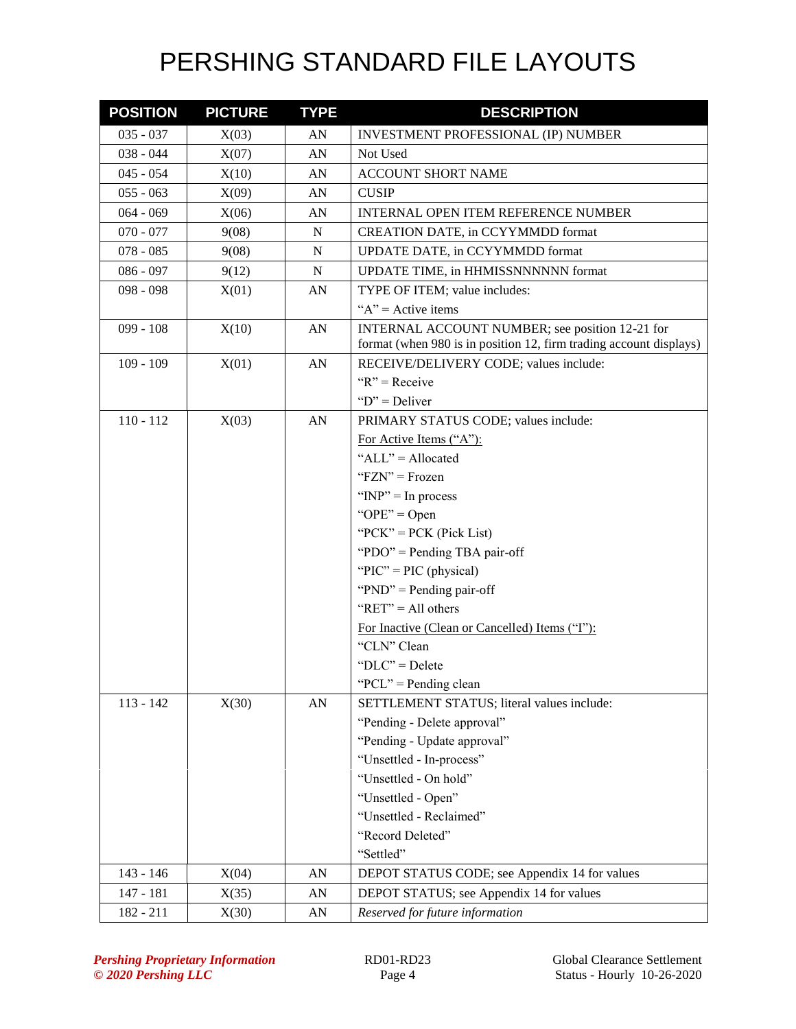# PERSHING STANDARD FILE LAYOUTS

| POSITION | PICTURE | TYPE | DESCRIPTION |
|---|---|---|---|
| 035 - 037 | X(03) | AN | INVESTMENT PROFESSIONAL (IP) NUMBER |
| 038 - 044 | X(07) | AN | Not Used |
| 045 - 054 | X(10) | AN | ACCOUNT SHORT NAME |
| 055 - 063 | X(09) | AN | CUSIP |
| 064 - 069 | X(06) | AN | INTERNAL OPEN ITEM REFERENCE NUMBER |
| 070 - 077 | 9(08) | N | CREATION DATE, in CCYYMMDD format |
| 078 - 085 | 9(08) | N | UPDATE DATE, in CCYYMMDD format |
| 086 - 097 | 9(12) | N | UPDATE TIME, in HHMISSNNNNNN format |
| 098 - 098 | X(01) | AN | TYPE OF ITEM; value includes:<br>"A" = Active items |
| 099 - 108 | X(10) | AN | INTERNAL ACCOUNT NUMBER; see position 12-21 for format (when 980 is in position 12, firm trading account displays) |
| 109 - 109 | X(01) | AN | RECEIVE/DELIVERY CODE; values include:<br>"R" = Receive<br>"D" = Deliver |
| 110 - 112 | X(03) | AN | PRIMARY STATUS CODE; values include:<br>For Active Items ("A"):<br>"ALL" = Allocated<br>"FZN" = Frozen<br>"INP" = In process<br>"OPE" = Open<br>"PCK" = PCK (Pick List)<br>"PDO" = Pending TBA pair-off<br>"PIC" = PIC (physical)<br>"PND" = Pending pair-off<br>"RET" = All others<br>For Inactive (Clean or Cancelled) Items ("I"):<br>"CLN" Clean<br>"DLC" = Delete<br>"PCL" = Pending clean |
| 113 - 142 | X(30) | AN | SETTLEMENT STATUS; literal values include:<br>"Pending - Delete approval"<br>"Pending - Update approval"<br>"Unsettled - In-process"<br>"Unsettled - On hold"<br>"Unsettled - Open"<br>"Unsettled - Reclaimed"<br>"Record Deleted"<br>"Settled" |
| 143 - 146 | X(04) | AN | DEPOT STATUS CODE; see Appendix 14 for values |
| 147 - 181 | X(35) | AN | DEPOT STATUS; see Appendix 14 for values |
| 182 - 211 | X(30) | AN | *Reserved for future information* |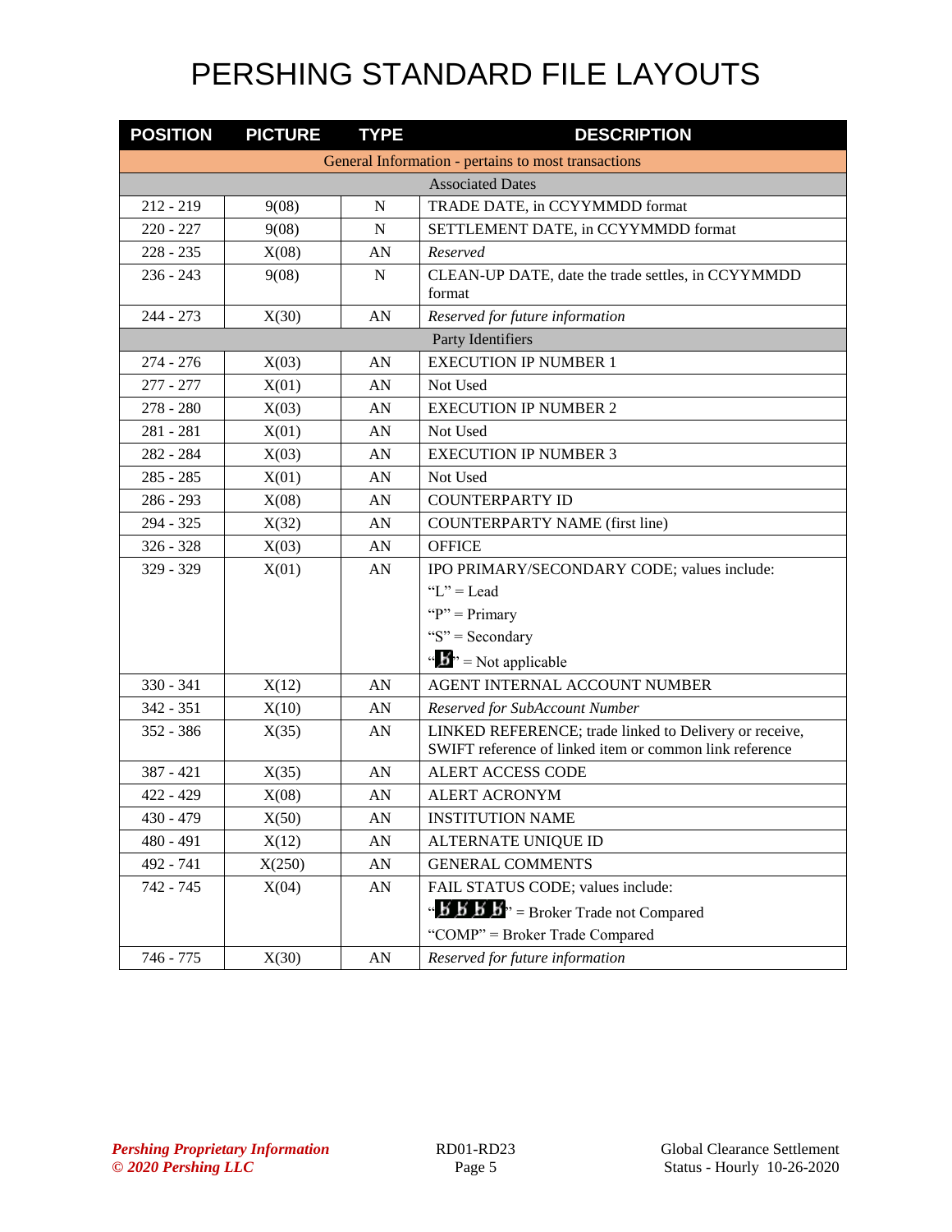# PERSHING STANDARD FILE LAYOUTS

| POSITION | PICTURE | TYPE | DESCRIPTION |
|---|---|---|---|
| General Information - pertains to most transactions | | | |
| Associated Dates | | | |
| 212 - 219 | 9(08) | N | TRADE DATE, in CCYYMMDD format |
| 220 - 227 | 9(08) | N | SETTLEMENT DATE, in CCYYMMDD format |
| 228 - 235 | X(08) | AN | *Reserved* |
| 236 - 243 | 9(08) | N | CLEAN-UP DATE, date the trade settles, in CCYYMMDD format |
| 244 - 273 | X(30) | AN | *Reserved for future information* |
| Party Identifiers | | | |
| 274 - 276 | X(03) | AN | EXECUTION IP NUMBER 1 |
| 277 - 277 | X(01) | AN | Not Used |
| 278 - 280 | X(03) | AN | EXECUTION IP NUMBER 2 |
| 281 - 281 | X(01) | AN | Not Used |
| 282 - 284 | X(03) | AN | EXECUTION IP NUMBER 3 |
| 285 - 285 | X(01) | AN | Not Used |
| 286 - 293 | X(08) | AN | COUNTERPARTY ID |
| 294 - 325 | X(32) | AN | COUNTERPARTY NAME (first line) |
| 326 - 328 | X(03) | AN | OFFICE |
| 329 - 329 | X(01) | AN | IPO PRIMARY/SECONDARY CODE; values include:<br>"L" = Lead<br>"P" = Primary<br>"S" = Secondary<br>"ƀ" = Not applicable |
| 330 - 341 | X(12) | AN | AGENT INTERNAL ACCOUNT NUMBER |
| 342 - 351 | X(10) | AN | *Reserved for SubAccount Number* |
| 352 - 386 | X(35) | AN | LINKED REFERENCE; trade linked to Delivery or receive, SWIFT reference of linked item or common link reference |
| 387 - 421 | X(35) | AN | ALERT ACCESS CODE |
| 422 - 429 | X(08) | AN | ALERT ACRONYM |
| 430 - 479 | X(50) | AN | INSTITUTION NAME |
| 480 - 491 | X(12) | AN | ALTERNATE UNIQUE ID |
| 492 - 741 | X(250) | AN | GENERAL COMMENTS |
| 742 - 745 | X(04) | AN | FAIL STATUS CODE; values include:<br>"ƀƀƀƀ" = Broker Trade not Compared<br>"COMP" = Broker Trade Compared |
| 746 - 775 | X(30) | AN | *Reserved for future information* |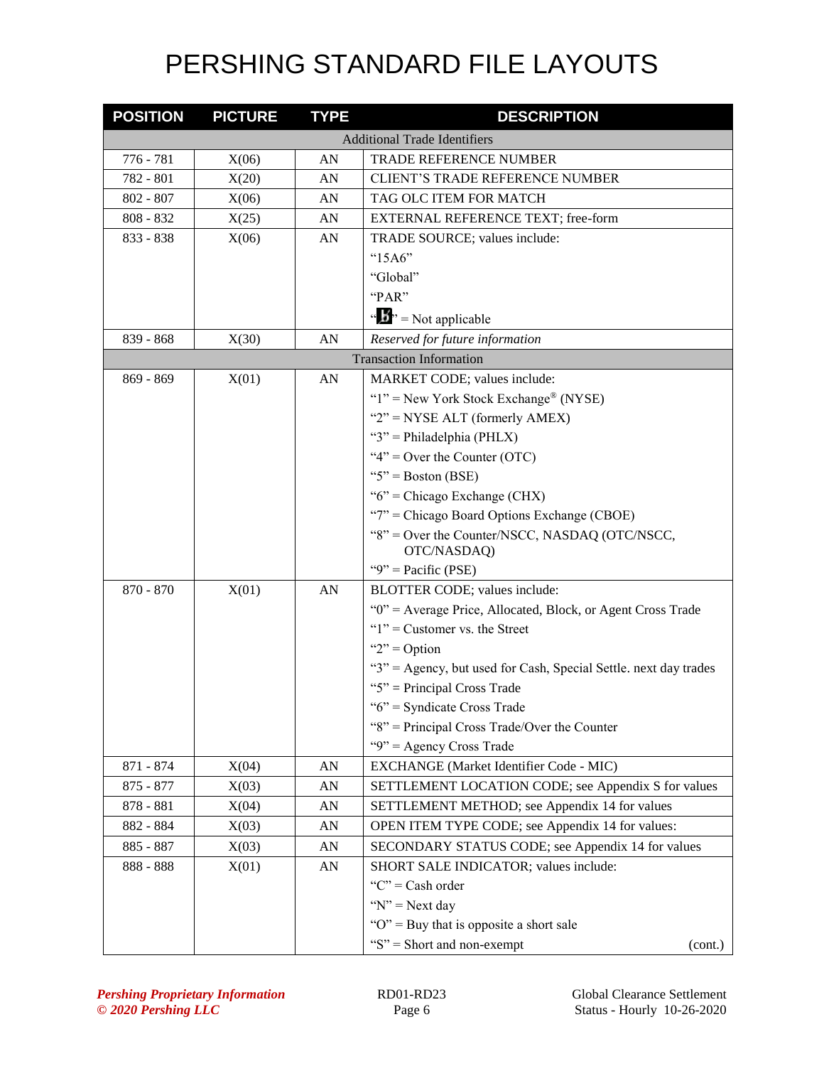// PERSHING STANDARD FILE LAYOUTS

| POSITION | PICTURE | TYPE | DESCRIPTION |
|---|---|---|---|
| Additional Trade Identifiers | | | |
| 776 - 781 | X(06) | AN | TRADE REFERENCE NUMBER |
| 782 - 801 | X(20) | AN | CLIENT'S TRADE REFERENCE NUMBER |
| 802 - 807 | X(06) | AN | TAG OLC ITEM FOR MATCH |
| 808 - 832 | X(25) | AN | EXTERNAL REFERENCE TEXT; free-form |
| 833 - 838 | X(06) | AN | TRADE SOURCE; values include:<br>"15A6"<br>"Global"<br>"PAR"<br>"b̸" = Not applicable |
| 839 - 868 | X(30) | AN | *Reserved for future information* |
| Transaction Information | | | |
| 869 - 869 | X(01) | AN | MARKET CODE; values include:<br>"1" = New York Stock Exchange® (NYSE)<br>"2" = NYSE ALT (formerly AMEX)<br>"3" = Philadelphia (PHLX)<br>"4" = Over the Counter (OTC)<br>"5" = Boston (BSE)<br>"6" = Chicago Exchange (CHX)<br>"7" = Chicago Board Options Exchange (CBOE)<br>"8" = Over the Counter/NSCC, NASDAQ (OTC/NSCC, OTC/NASDAQ)<br>"9" = Pacific (PSE) |
| 870 - 870 | X(01) | AN | BLOTTER CODE; values include:<br>"0" = Average Price, Allocated, Block, or Agent Cross Trade<br>"1" = Customer vs. the Street<br>"2" = Option<br>"3" = Agency, but used for Cash, Special Settle. next day trades<br>"5" = Principal Cross Trade<br>"6" = Syndicate Cross Trade<br>"8" = Principal Cross Trade/Over the Counter<br>"9" = Agency Cross Trade |
| 871 - 874 | X(04) | AN | EXCHANGE (Market Identifier Code - MIC) |
| 875 - 877 | X(03) | AN | SETTLEMENT LOCATION CODE; see Appendix S for values |
| 878 - 881 | X(04) | AN | SETTLEMENT METHOD; see Appendix 14 for values |
| 882 - 884 | X(03) | AN | OPEN ITEM TYPE CODE; see Appendix 14 for values: |
| 885 - 887 | X(03) | AN | SECONDARY STATUS CODE; see Appendix 14 for values |
| 888 - 888 | X(01) | AN | SHORT SALE INDICATOR; values include:<br>"C" = Cash order<br>"N" = Next day<br>"O" = Buy that is opposite a short sale<br>"S" = Short and non-exempt (cont.) |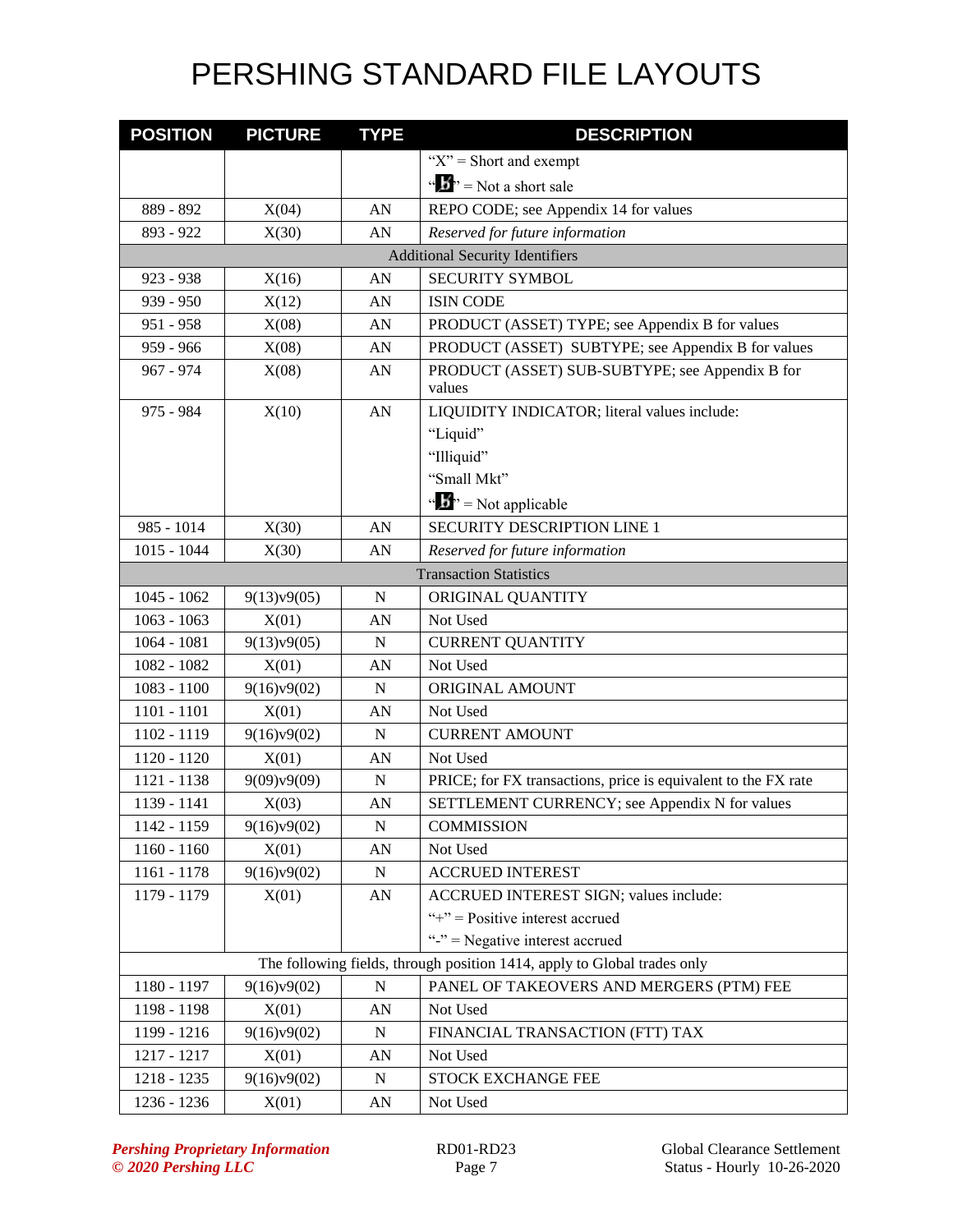# PERSHING STANDARD FILE LAYOUTS

| POSITION | PICTURE | TYPE | DESCRIPTION |
|---|---|---|---|
| | | | "X" = Short and exempt<br>"b̸" = Not a short sale |
| 889 - 892 | X(04) | AN | REPO CODE; see Appendix 14 for values |
| 893 - 922 | X(30) | AN | *Reserved for future information* |
| | | | Additional Security Identifiers |
| 923 - 938 | X(16) | AN | SECURITY SYMBOL |
| 939 - 950 | X(12) | AN | ISIN CODE |
| 951 - 958 | X(08) | AN | PRODUCT (ASSET) TYPE; see Appendix B for values |
| 959 - 966 | X(08) | AN | PRODUCT (ASSET) SUBTYPE; see Appendix B for values |
| 967 - 974 | X(08) | AN | PRODUCT (ASSET) SUB-SUBTYPE; see Appendix B for values |
| 975 - 984 | X(10) | AN | LIQUIDITY INDICATOR; literal values include:<br>"Liquid"<br>"Illiquid"<br>"Small Mkt"<br>"b̸" = Not applicable |
| 985 - 1014 | X(30) | AN | SECURITY DESCRIPTION LINE 1 |
| 1015 - 1044 | X(30) | AN | *Reserved for future information* |
| | | | Transaction Statistics |
| 1045 - 1062 | 9(13)v9(05) | N | ORIGINAL QUANTITY |
| 1063 - 1063 | X(01) | AN | Not Used |
| 1064 - 1081 | 9(13)v9(05) | N | CURRENT QUANTITY |
| 1082 - 1082 | X(01) | AN | Not Used |
| 1083 - 1100 | 9(16)v9(02) | N | ORIGINAL AMOUNT |
| 1101 - 1101 | X(01) | AN | Not Used |
| 1102 - 1119 | 9(16)v9(02) | N | CURRENT AMOUNT |
| 1120 - 1120 | X(01) | AN | Not Used |
| 1121 - 1138 | 9(09)v9(09) | N | PRICE; for FX transactions, price is equivalent to the FX rate |
| 1139 - 1141 | X(03) | AN | SETTLEMENT CURRENCY; see Appendix N for values |
| 1142 - 1159 | 9(16)v9(02) | N | COMMISSION |
| 1160 - 1160 | X(01) | AN | Not Used |
| 1161 - 1178 | 9(16)v9(02) | N | ACCRUED INTEREST |
| 1179 - 1179 | X(01) | AN | ACCRUED INTEREST SIGN; values include:<br>"+" = Positive interest accrued<br>"-" = Negative interest accrued |
| | | | The following fields, through position 1414, apply to Global trades only |
| 1180 - 1197 | 9(16)v9(02) | N | PANEL OF TAKEOVERS AND MERGERS (PTM) FEE |
| 1198 - 1198 | X(01) | AN | Not Used |
| 1199 - 1216 | 9(16)v9(02) | N | FINANCIAL TRANSACTION (FTT) TAX |
| 1217 - 1217 | X(01) | AN | Not Used |
| 1218 - 1235 | 9(16)v9(02) | N | STOCK EXCHANGE FEE |
| 1236 - 1236 | X(01) | AN | Not Used |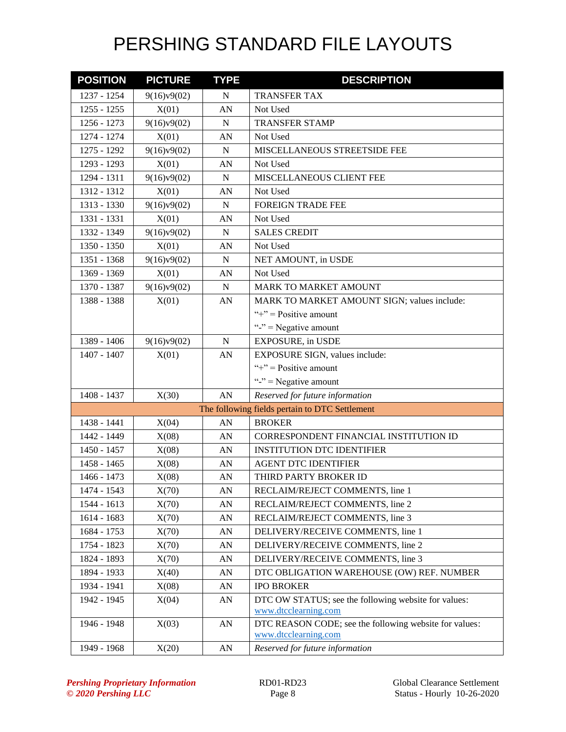# PERSHING STANDARD FILE LAYOUTS

| POSITION | PICTURE | TYPE | DESCRIPTION |
|---|---|---|---|
| 1237 - 1254 | 9(16)v9(02) | N | TRANSFER TAX |
| 1255 - 1255 | X(01) | AN | Not Used |
| 1256 - 1273 | 9(16)v9(02) | N | TRANSFER STAMP |
| 1274 - 1274 | X(01) | AN | Not Used |
| 1275 - 1292 | 9(16)v9(02) | N | MISCELLANEOUS STREETSIDE FEE |
| 1293 - 1293 | X(01) | AN | Not Used |
| 1294 - 1311 | 9(16)v9(02) | N | MISCELLANEOUS CLIENT FEE |
| 1312 - 1312 | X(01) | AN | Not Used |
| 1313 - 1330 | 9(16)v9(02) | N | FOREIGN TRADE FEE |
| 1331 - 1331 | X(01) | AN | Not Used |
| 1332 - 1349 | 9(16)v9(02) | N | SALES CREDIT |
| 1350 - 1350 | X(01) | AN | Not Used |
| 1351 - 1368 | 9(16)v9(02) | N | NET AMOUNT, in USDE |
| 1369 - 1369 | X(01) | AN | Not Used |
| 1370 - 1387 | 9(16)v9(02) | N | MARK TO MARKET AMOUNT |
| 1388 - 1388 | X(01) | AN | MARK TO MARKET AMOUNT SIGN; values include:<br>"+" = Positive amount<br>"-" = Negative amount |
| 1389 - 1406 | 9(16)v9(02) | N | EXPOSURE, in USDE |
| 1407 - 1407 | X(01) | AN | EXPOSURE SIGN, values include:<br>"+" = Positive amount<br>"-" = Negative amount |
| 1408 - 1437 | X(30) | AN | *Reserved for future information* |
| The following fields pertain to DTC Settlement | | | |
| 1438 - 1441 | X(04) | AN | BROKER |
| 1442 - 1449 | X(08) | AN | CORRESPONDENT FINANCIAL INSTITUTION ID |
| 1450 - 1457 | X(08) | AN | INSTITUTION DTC IDENTIFIER |
| 1458 - 1465 | X(08) | AN | AGENT DTC IDENTIFIER |
| 1466 - 1473 | X(08) | AN | THIRD PARTY BROKER ID |
| 1474 - 1543 | X(70) | AN | RECLAIM/REJECT COMMENTS, line 1 |
| 1544 - 1613 | X(70) | AN | RECLAIM/REJECT COMMENTS, line 2 |
| 1614 - 1683 | X(70) | AN | RECLAIM/REJECT COMMENTS, line 3 |
| 1684 - 1753 | X(70) | AN | DELIVERY/RECEIVE COMMENTS, line 1 |
| 1754 - 1823 | X(70) | AN | DELIVERY/RECEIVE COMMENTS, line 2 |
| 1824 - 1893 | X(70) | AN | DELIVERY/RECEIVE COMMENTS, line 3 |
| 1894 - 1933 | X(40) | AN | DTC OBLIGATION WAREHOUSE (OW) REF. NUMBER |
| 1934 - 1941 | X(08) | AN | IPO BROKER |
| 1942 - 1945 | X(04) | AN | DTC OW STATUS; see the following website for values: www.dtcclearning.com |
| 1946 - 1948 | X(03) | AN | DTC REASON CODE; see the following website for values: www.dtcclearning.com |
| 1949 - 1968 | X(20) | AN | *Reserved for future information* |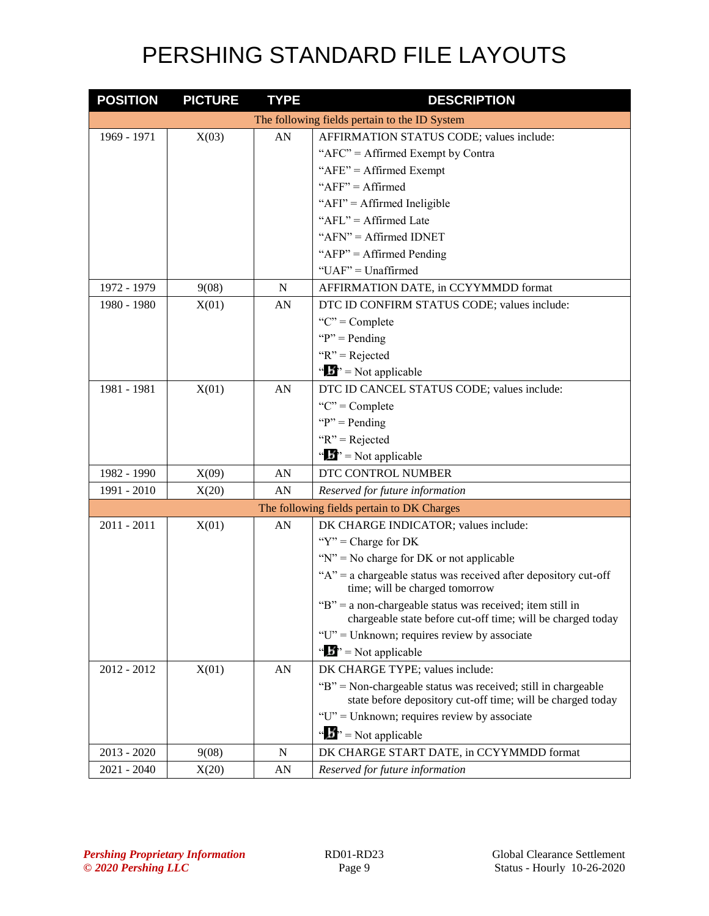# PERSHING STANDARD FILE LAYOUTS

| POSITION | PICTURE | TYPE | DESCRIPTION |
|---|---|---|---|
| The following fields pertain to the ID System | | | |
| 1969 - 1971 | X(03) | AN | AFFIRMATION STATUS CODE; values include:<br>"AFC" = Affirmed Exempt by Contra<br>"AFE" = Affirmed Exempt<br>"AFF" = Affirmed<br>"AFI" = Affirmed Ineligible<br>"AFL" = Affirmed Late<br>"AFN" = Affirmed IDNET<br>"AFP" = Affirmed Pending<br>"UAF" = Unaffirmed |
| 1972 - 1979 | 9(08) | N | AFFIRMATION DATE, in CCYYMMDD format |
| 1980 - 1980 | X(01) | AN | DTC ID CONFIRM STATUS CODE; values include:<br>"C" = Complete<br>"P" = Pending<br>"R" = Rejected<br>"b" = Not applicable |
| 1981 - 1981 | X(01) | AN | DTC ID CANCEL STATUS CODE; values include:<br>"C" = Complete<br>"P" = Pending<br>"R" = Rejected<br>"b" = Not applicable |
| 1982 - 1990 | X(09) | AN | DTC CONTROL NUMBER |
| 1991 - 2010 | X(20) | AN | *Reserved for future information* |
| The following fields pertain to DK Charges | | | |
| 2011 - 2011 | X(01) | AN | DK CHARGE INDICATOR; values include:<br>"Y" = Charge for DK<br>"N" = No charge for DK or not applicable<br>"A" = a chargeable status was received after depository cut-off time; will be charged tomorrow<br>"B" = a non-chargeable status was received; item still in chargeable state before cut-off time; will be charged today<br>"U" = Unknown; requires review by associate<br>"b" = Not applicable |
| 2012 - 2012 | X(01) | AN | DK CHARGE TYPE; values include:<br>"B" = Non-chargeable status was received; still in chargeable state before depository cut-off time; will be charged today<br>"U" = Unknown; requires review by associate<br>"b" = Not applicable |
| 2013 - 2020 | 9(08) | N | DK CHARGE START DATE, in CCYYMMDD format |
| 2021 - 2040 | X(20) | AN | *Reserved for future information* |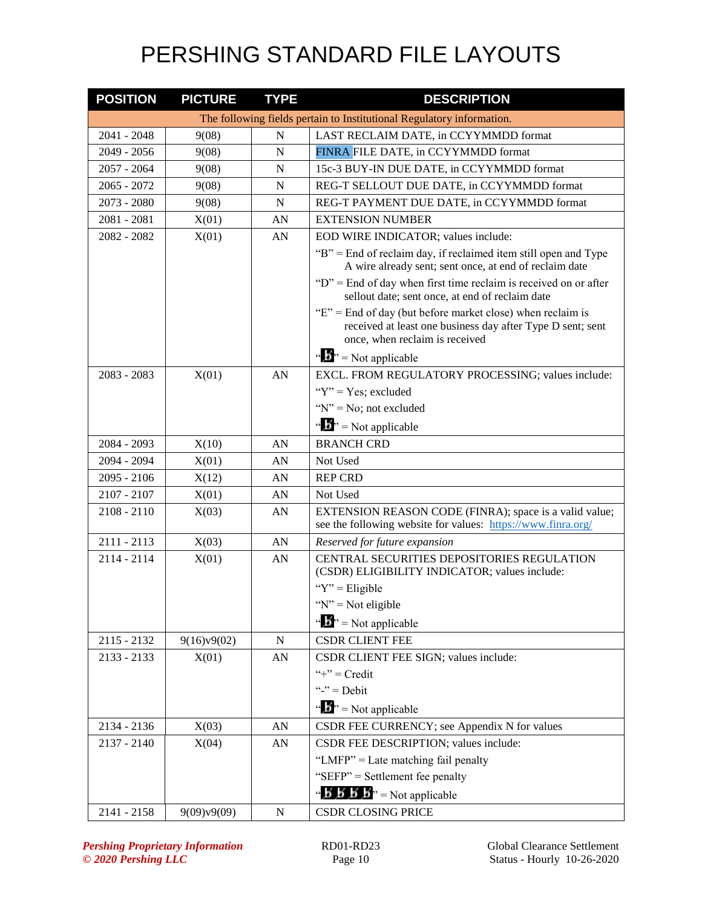# PERSHING STANDARD FILE LAYOUTS

| POSITION | PICTURE | TYPE | DESCRIPTION |
|---|---|---|---|
| The following fields pertain to Institutional Regulatory information. | | | |
| 2041 - 2048 | 9(08) | N | LAST RECLAIM DATE, in CCYYMMDD format |
| 2049 - 2056 | 9(08) | N | FINRA FILE DATE, in CCYYMMDD format |
| 2057 - 2064 | 9(08) | N | 15c-3 BUY-IN DUE DATE, in CCYYMMDD format |
| 2065 - 2072 | 9(08) | N | REG-T SELLOUT DUE DATE, in CCYYMMDD format |
| 2073 - 2080 | 9(08) | N | REG-T PAYMENT DUE DATE, in CCYYMMDD format |
| 2081 - 2081 | X(01) | AN | EXTENSION NUMBER |
| 2082 - 2082 | X(01) | AN | EOD WIRE INDICATOR; values include:<br>"B" = End of reclaim day, if reclaimed item still open and Type A wire already sent; sent once, at end of reclaim date<br>"D" = End of day when first time reclaim is received on or after sellout date; sent once, at end of reclaim date<br>"E" = End of day (but before market close) when reclaim is received at least one business day after Type D sent; sent once, when reclaim is received<br>"b" = Not applicable |
| 2083 - 2083 | X(01) | AN | EXCL. FROM REGULATORY PROCESSING; values include:<br>"Y" = Yes; excluded<br>"N" = No; not excluded<br>"b" = Not applicable |
| 2084 - 2093 | X(10) | AN | BRANCH CRD |
| 2094 - 2094 | X(01) | AN | Not Used |
| 2095 - 2106 | X(12) | AN | REP CRD |
| 2107 - 2107 | X(01) | AN | Not Used |
| 2108 - 2110 | X(03) | AN | EXTENSION REASON CODE (FINRA); space is a valid value; see the following website for values: https://www.finra.org/ |
| 2111 - 2113 | X(03) | AN | *Reserved for future expansion* |
| 2114 - 2114 | X(01) | AN | CENTRAL SECURITIES DEPOSITORIES REGULATION (CSDR) ELIGIBILITY INDICATOR; values include:<br>"Y" = Eligible<br>"N" = Not eligible<br>"b" = Not applicable |
| 2115 - 2132 | 9(16)v9(02) | N | CSDR CLIENT FEE |
| 2133 - 2133 | X(01) | AN | CSDR CLIENT FEE SIGN; values include:<br>"+" = Credit<br>"-" = Debit<br>"b" = Not applicable |
| 2134 - 2136 | X(03) | AN | CSDR FEE CURRENCY; see Appendix N for values |
| 2137 - 2140 | X(04) | AN | CSDR FEE DESCRIPTION; values include:<br>"LMFP" = Late matching fail penalty<br>"SEFP" = Settlement fee penalty<br>"bbbb" = Not applicable |
| 2141 - 2158 | 9(09)v9(09) | N | CSDR CLOSING PRICE |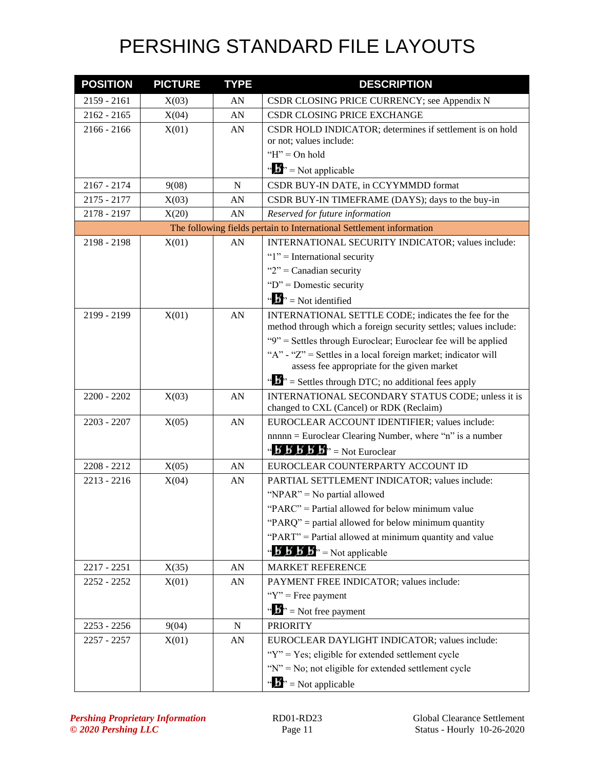# PERSHING STANDARD FILE LAYOUTS

| POSITION | PICTURE | TYPE | DESCRIPTION |
|---|---|---|---|
| 2159 - 2161 | X(03) | AN | CSDR CLOSING PRICE CURRENCY; see Appendix N |
| 2162 - 2165 | X(04) | AN | CSDR CLOSING PRICE EXCHANGE |
| 2166 - 2166 | X(01) | AN | CSDR HOLD INDICATOR; determines if settlement is on hold or not; values include:<br>"H" = On hold<br>"ƀ" = Not applicable |
| 2167 - 2174 | 9(08) | N | CSDR BUY-IN DATE, in CCYYMMDD format |
| 2175 - 2177 | X(03) | AN | CSDR BUY-IN TIMEFRAME (DAYS); days to the buy-in |
| 2178 - 2197 | X(20) | AN | *Reserved for future information* |
| The following fields pertain to International Settlement information | | | |
| 2198 - 2198 | X(01) | AN | INTERNATIONAL SECURITY INDICATOR; values include:<br>"1" = International security<br>"2" = Canadian security<br>"D" = Domestic security<br>"ƀ" = Not identified |
| 2199 - 2199 | X(01) | AN | INTERNATIONAL SETTLE CODE; indicates the fee for the method through which a foreign security settles; values include:<br>"9" = Settles through Euroclear; Euroclear fee will be applied<br>"A" - "Z" = Settles in a local foreign market; indicator will assess fee appropriate for the given market<br>"ƀ" = Settles through DTC; no additional fees apply |
| 2200 - 2202 | X(03) | AN | INTERNATIONAL SECONDARY STATUS CODE; unless it is changed to CXL (Cancel) or RDK (Reclaim) |
| 2203 - 2207 | X(05) | AN | EUROCLEAR ACCOUNT IDENTIFIER; values include:<br>nnnnn = Euroclear Clearing Number, where "n" is a number<br>"ƀƀƀƀƀ" = Not Euroclear |
| 2208 - 2212 | X(05) | AN | EUROCLEAR COUNTERPARTY ACCOUNT ID |
| 2213 - 2216 | X(04) | AN | PARTIAL SETTLEMENT INDICATOR; values include:<br>"NPAR" = No partial allowed<br>"PARC" = Partial allowed for below minimum value<br>"PARQ" = partial allowed for below minimum quantity<br>"PART" = Partial allowed at minimum quantity and value<br>"ƀƀƀƀ" = Not applicable |
| 2217 - 2251 | X(35) | AN | MARKET REFERENCE |
| 2252 - 2252 | X(01) | AN | PAYMENT FREE INDICATOR; values include:<br>"Y" = Free payment<br>"ƀ" = Not free payment |
| 2253 - 2256 | 9(04) | N | PRIORITY |
| 2257 - 2257 | X(01) | AN | EUROCLEAR DAYLIGHT INDICATOR; values include:<br>"Y" = Yes; eligible for extended settlement cycle<br>"N" = No; not eligible for extended settlement cycle<br>"ƀ" = Not applicable |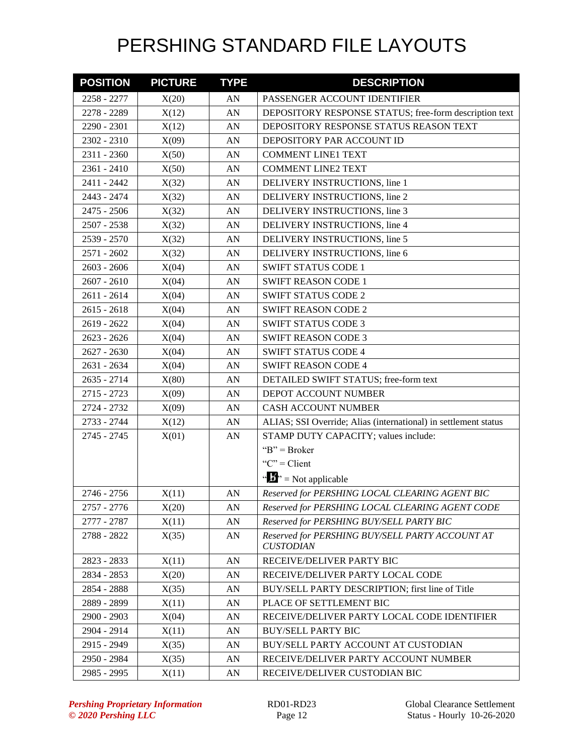# PERSHING STANDARD FILE LAYOUTS

| POSITION | PICTURE | TYPE | DESCRIPTION |
|---|---|---|---|
| 2258 - 2277 | X(20) | AN | PASSENGER ACCOUNT IDENTIFIER |
| 2278 - 2289 | X(12) | AN | DEPOSITORY RESPONSE STATUS; free-form description text |
| 2290 - 2301 | X(12) | AN | DEPOSITORY RESPONSE STATUS REASON TEXT |
| 2302 - 2310 | X(09) | AN | DEPOSITORY PAR ACCOUNT ID |
| 2311 - 2360 | X(50) | AN | COMMENT LINE1 TEXT |
| 2361 - 2410 | X(50) | AN | COMMENT LINE2 TEXT |
| 2411 - 2442 | X(32) | AN | DELIVERY INSTRUCTIONS, line 1 |
| 2443 - 2474 | X(32) | AN | DELIVERY INSTRUCTIONS, line 2 |
| 2475 - 2506 | X(32) | AN | DELIVERY INSTRUCTIONS, line 3 |
| 2507 - 2538 | X(32) | AN | DELIVERY INSTRUCTIONS, line 4 |
| 2539 - 2570 | X(32) | AN | DELIVERY INSTRUCTIONS, line 5 |
| 2571 - 2602 | X(32) | AN | DELIVERY INSTRUCTIONS, line 6 |
| 2603 - 2606 | X(04) | AN | SWIFT STATUS CODE 1 |
| 2607 - 2610 | X(04) | AN | SWIFT REASON CODE 1 |
| 2611 - 2614 | X(04) | AN | SWIFT STATUS CODE 2 |
| 2615 - 2618 | X(04) | AN | SWIFT REASON CODE 2 |
| 2619 - 2622 | X(04) | AN | SWIFT STATUS CODE 3 |
| 2623 - 2626 | X(04) | AN | SWIFT REASON CODE 3 |
| 2627 - 2630 | X(04) | AN | SWIFT STATUS CODE 4 |
| 2631 - 2634 | X(04) | AN | SWIFT REASON CODE 4 |
| 2635 - 2714 | X(80) | AN | DETAILED SWIFT STATUS; free-form text |
| 2715 - 2723 | X(09) | AN | DEPOT ACCOUNT NUMBER |
| 2724 - 2732 | X(09) | AN | CASH ACCOUNT NUMBER |
| 2733 - 2744 | X(12) | AN | ALIAS; SSI Override; Alias (international) in settlement status |
| 2745 - 2745 | X(01) | AN | STAMP DUTY CAPACITY; values include:<br>"B" = Broker<br>"C" = Client<br>"b" = Not applicable |
| 2746 - 2756 | X(11) | AN | *Reserved for PERSHING LOCAL CLEARING AGENT BIC* |
| 2757 - 2776 | X(20) | AN | *Reserved for PERSHING LOCAL CLEARING AGENT CODE* |
| 2777 - 2787 | X(11) | AN | *Reserved for PERSHING BUY/SELL PARTY BIC* |
| 2788 - 2822 | X(35) | AN | *Reserved for PERSHING BUY/SELL PARTY ACCOUNT AT CUSTODIAN* |
| 2823 - 2833 | X(11) | AN | RECEIVE/DELIVER PARTY BIC |
| 2834 - 2853 | X(20) | AN | RECEIVE/DELIVER PARTY LOCAL CODE |
| 2854 - 2888 | X(35) | AN | BUY/SELL PARTY DESCRIPTION; first line of Title |
| 2889 - 2899 | X(11) | AN | PLACE OF SETTLEMENT BIC |
| 2900 - 2903 | X(04) | AN | RECEIVE/DELIVER PARTY LOCAL CODE IDENTIFIER |
| 2904 - 2914 | X(11) | AN | BUY/SELL PARTY BIC |
| 2915 - 2949 | X(35) | AN | BUY/SELL PARTY ACCOUNT AT CUSTODIAN |
| 2950 - 2984 | X(35) | AN | RECEIVE/DELIVER PARTY ACCOUNT NUMBER |
| 2985 - 2995 | X(11) | AN | RECEIVE/DELIVER CUSTODIAN BIC |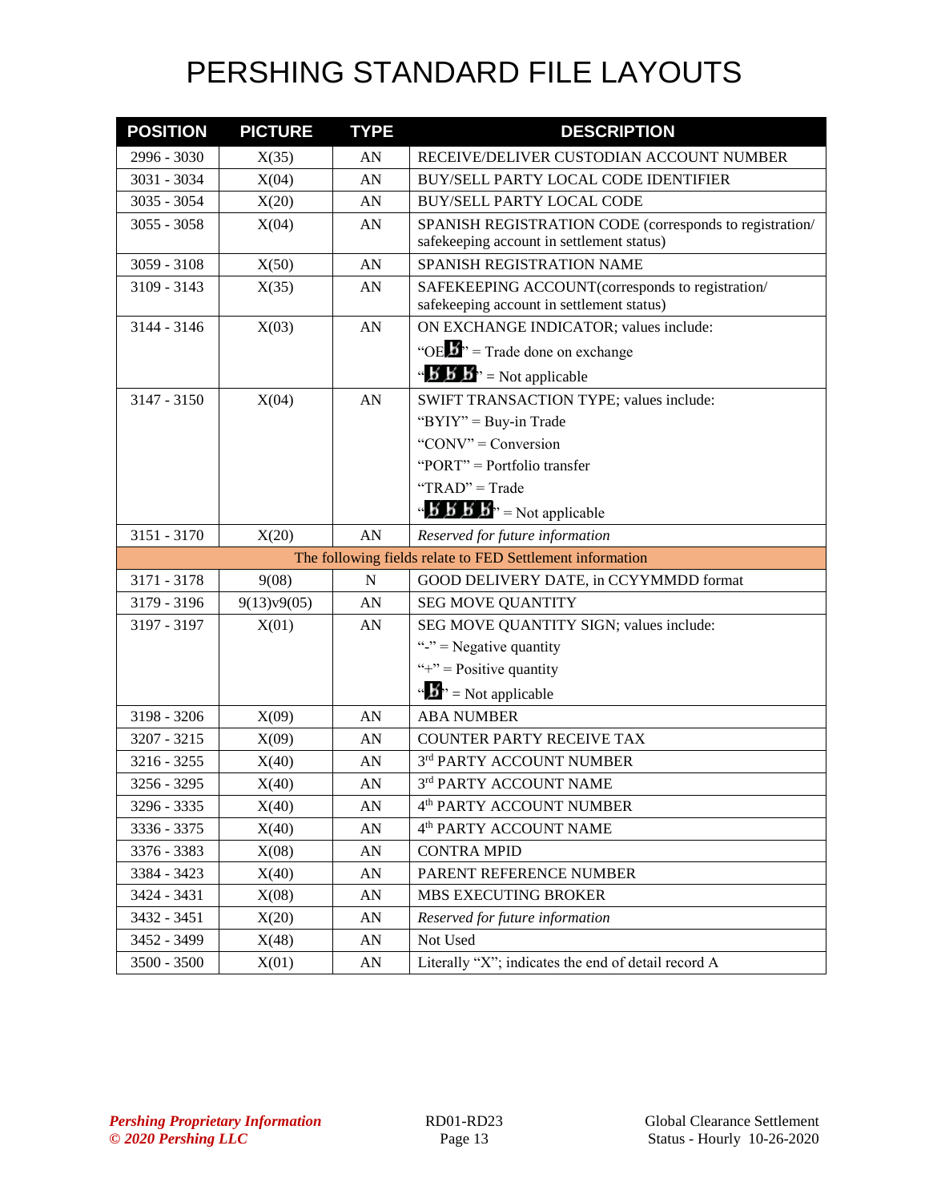# PERSHING STANDARD FILE LAYOUTS

| POSITION | PICTURE | TYPE | DESCRIPTION |
|---|---|---|---|
| 2996 - 3030 | X(35) | AN | RECEIVE/DELIVER CUSTODIAN ACCOUNT NUMBER |
| 3031 - 3034 | X(04) | AN | BUY/SELL PARTY LOCAL CODE IDENTIFIER |
| 3035 - 3054 | X(20) | AN | BUY/SELL PARTY LOCAL CODE |
| 3055 - 3058 | X(04) | AN | SPANISH REGISTRATION CODE (corresponds to registration/ safekeeping account in settlement status) |
| 3059 - 3108 | X(50) | AN | SPANISH REGISTRATION NAME |
| 3109 - 3143 | X(35) | AN | SAFEKEEPING ACCOUNT(corresponds to registration/ safekeeping account in settlement status) |
| 3144 - 3146 | X(03) | AN | ON EXCHANGE INDICATOR; values include:<br>"OEƀ" = Trade done on exchange<br>"ƀƀƀ" = Not applicable |
| 3147 - 3150 | X(04) | AN | SWIFT TRANSACTION TYPE; values include:<br>"BYIY" = Buy-in Trade<br>"CONV" = Conversion<br>"PORT" = Portfolio transfer<br>"TRAD" = Trade<br>"ƀƀƀƀ" = Not applicable |
| 3151 - 3170 | X(20) | AN | *Reserved for future information* |
| The following fields relate to FED Settlement information | | | |
| 3171 - 3178 | 9(08) | N | GOOD DELIVERY DATE, in CCYYMMDD format |
| 3179 - 3196 | 9(13)v9(05) | AN | SEG MOVE QUANTITY |
| 3197 - 3197 | X(01) | AN | SEG MOVE QUANTITY SIGN; values include:<br>"-" = Negative quantity<br>"+" = Positive quantity<br>"ƀ" = Not applicable |
| 3198 - 3206 | X(09) | AN | ABA NUMBER |
| 3207 - 3215 | X(09) | AN | COUNTER PARTY RECEIVE TAX |
| 3216 - 3255 | X(40) | AN | 3rd PARTY ACCOUNT NUMBER |
| 3256 - 3295 | X(40) | AN | 3rd PARTY ACCOUNT NAME |
| 3296 - 3335 | X(40) | AN | 4th PARTY ACCOUNT NUMBER |
| 3336 - 3375 | X(40) | AN | 4th PARTY ACCOUNT NAME |
| 3376 - 3383 | X(08) | AN | CONTRA MPID |
| 3384 - 3423 | X(40) | AN | PARENT REFERENCE NUMBER |
| 3424 - 3431 | X(08) | AN | MBS EXECUTING BROKER |
| 3432 - 3451 | X(20) | AN | *Reserved for future information* |
| 3452 - 3499 | X(48) | AN | Not Used |
| 3500 - 3500 | X(01) | AN | Literally "X"; indicates the end of detail record A |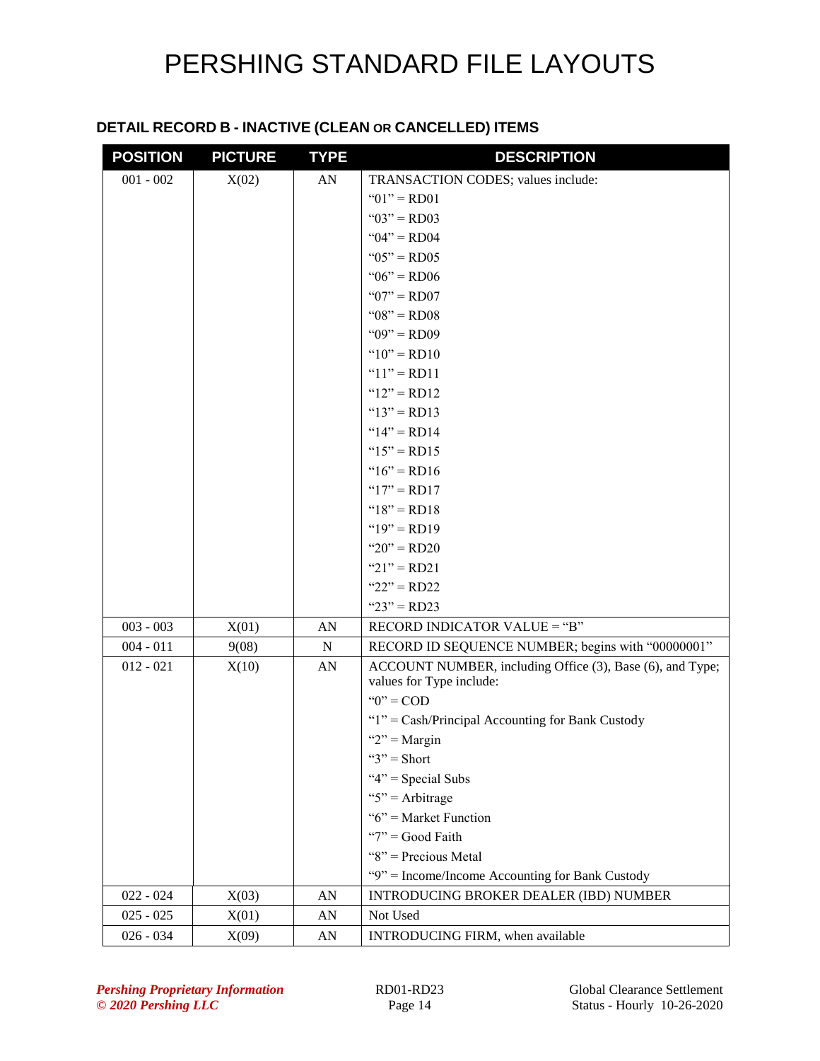# PERSHING STANDARD FILE LAYOUTS

### DETAIL RECORD B - INACTIVE (CLEAN OR CANCELLED) ITEMS

| POSITION | PICTURE | TYPE | DESCRIPTION |
|---|---|---|---|
| 001 - 002 | X(02) | AN | TRANSACTION CODES; values include:<br>"01" = RD01<br>"03" = RD03<br>"04" = RD04<br>"05" = RD05<br>"06" = RD06<br>"07" = RD07<br>"08" = RD08<br>"09" = RD09<br>"10" = RD10<br>"11" = RD11<br>"12" = RD12<br>"13" = RD13<br>"14" = RD14<br>"15" = RD15<br>"16" = RD16<br>"17" = RD17<br>"18" = RD18<br>"19" = RD19<br>"20" = RD20<br>"21" = RD21<br>"22" = RD22<br>"23" = RD23 |
| 003 - 003 | X(01) | AN | RECORD INDICATOR VALUE = "B" |
| 004 - 011 | 9(08) | N | RECORD ID SEQUENCE NUMBER; begins with "00000001" |
| 012 - 021 | X(10) | AN | ACCOUNT NUMBER, including Office (3), Base (6), and Type; values for Type include:<br>"0" = COD<br>"1" = Cash/Principal Accounting for Bank Custody<br>"2" = Margin<br>"3" = Short<br>"4" = Special Subs<br>"5" = Arbitrage<br>"6" = Market Function<br>"7" = Good Faith<br>"8" = Precious Metal<br>"9" = Income/Income Accounting for Bank Custody |
| 022 - 024 | X(03) | AN | INTRODUCING BROKER DEALER (IBD) NUMBER |
| 025 - 025 | X(01) | AN | Not Used |
| 026 - 034 | X(09) | AN | INTRODUCING FIRM, when available |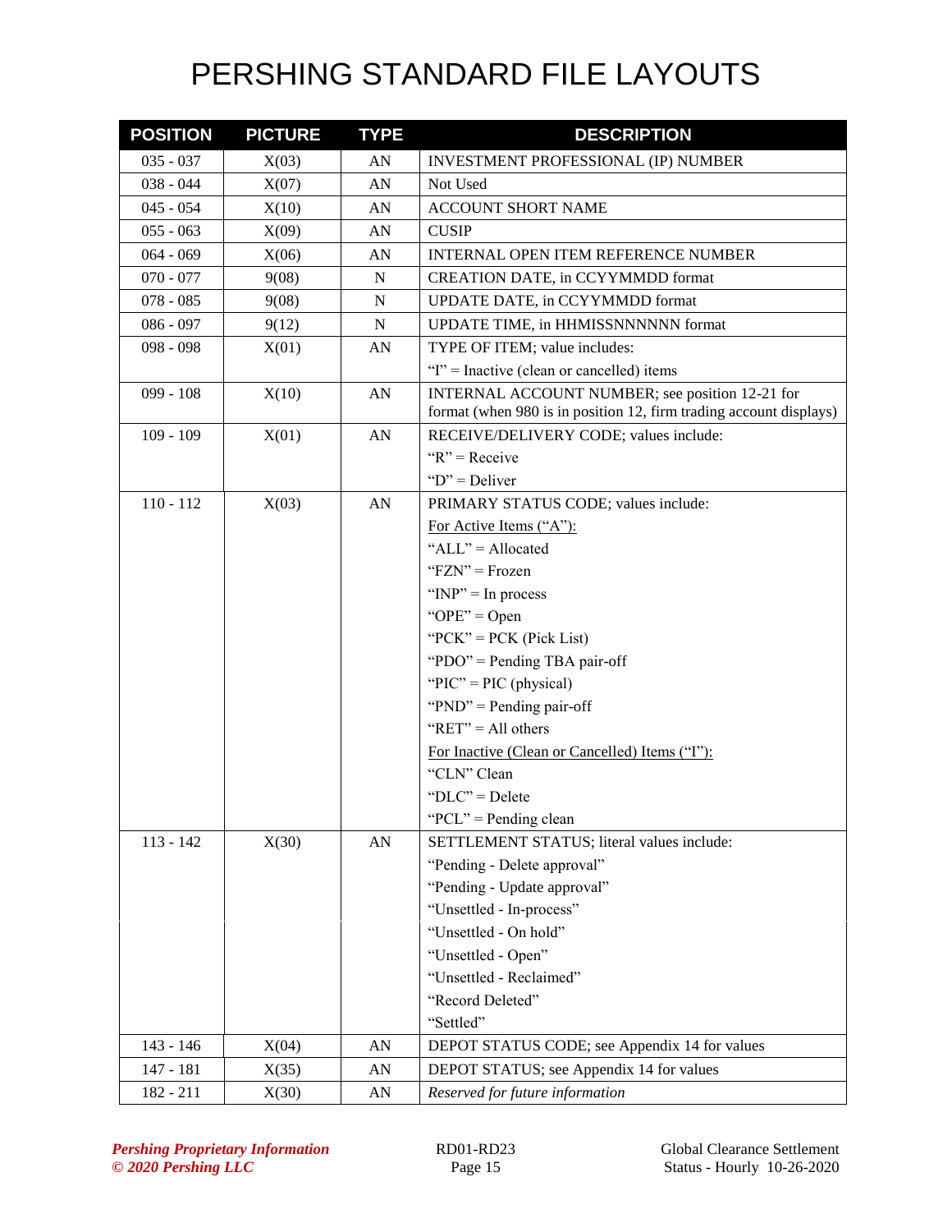# PERSHING STANDARD FILE LAYOUTS

| POSITION | PICTURE | TYPE | DESCRIPTION |
|---|---|---|---|
| 035 - 037 | X(03) | AN | INVESTMENT PROFESSIONAL (IP) NUMBER |
| 038 - 044 | X(07) | AN | Not Used |
| 045 - 054 | X(10) | AN | ACCOUNT SHORT NAME |
| 055 - 063 | X(09) | AN | CUSIP |
| 064 - 069 | X(06) | AN | INTERNAL OPEN ITEM REFERENCE NUMBER |
| 070 - 077 | 9(08) | N | CREATION DATE, in CCYYMMDD format |
| 078 - 085 | 9(08) | N | UPDATE DATE, in CCYYMMDD format |
| 086 - 097 | 9(12) | N | UPDATE TIME, in HHMISSNNNNNN format |
| 098 - 098 | X(01) | AN | TYPE OF ITEM; value includes:<br>"I" = Inactive (clean or cancelled) items |
| 099 - 108 | X(10) | AN | INTERNAL ACCOUNT NUMBER; see position 12-21 for format (when 980 is in position 12, firm trading account displays) |
| 109 - 109 | X(01) | AN | RECEIVE/DELIVERY CODE; values include:<br>"R" = Receive<br>"D" = Deliver |
| 110 - 112 | X(03) | AN | PRIMARY STATUS CODE; values include:<br>For Active Items ("A"):<br>"ALL" = Allocated<br>"FZN" = Frozen<br>"INP" = In process<br>"OPE" = Open<br>"PCK" = PCK (Pick List)<br>"PDO" = Pending TBA pair-off<br>"PIC" = PIC (physical)<br>"PND" = Pending pair-off<br>"RET" = All others<br>For Inactive (Clean or Cancelled) Items ("I"):<br>"CLN" Clean<br>"DLC" = Delete<br>"PCL" = Pending clean |
| 113 - 142 | X(30) | AN | SETTLEMENT STATUS; literal values include:<br>"Pending - Delete approval"<br>"Pending - Update approval"<br>"Unsettled - In-process"<br>"Unsettled - On hold"<br>"Unsettled - Open"<br>"Unsettled - Reclaimed"<br>"Record Deleted"<br>"Settled" |
| 143 - 146 | X(04) | AN | DEPOT STATUS CODE; see Appendix 14 for values |
| 147 - 181 | X(35) | AN | DEPOT STATUS; see Appendix 14 for values |
| 182 - 211 | X(30) | AN | *Reserved for future information* |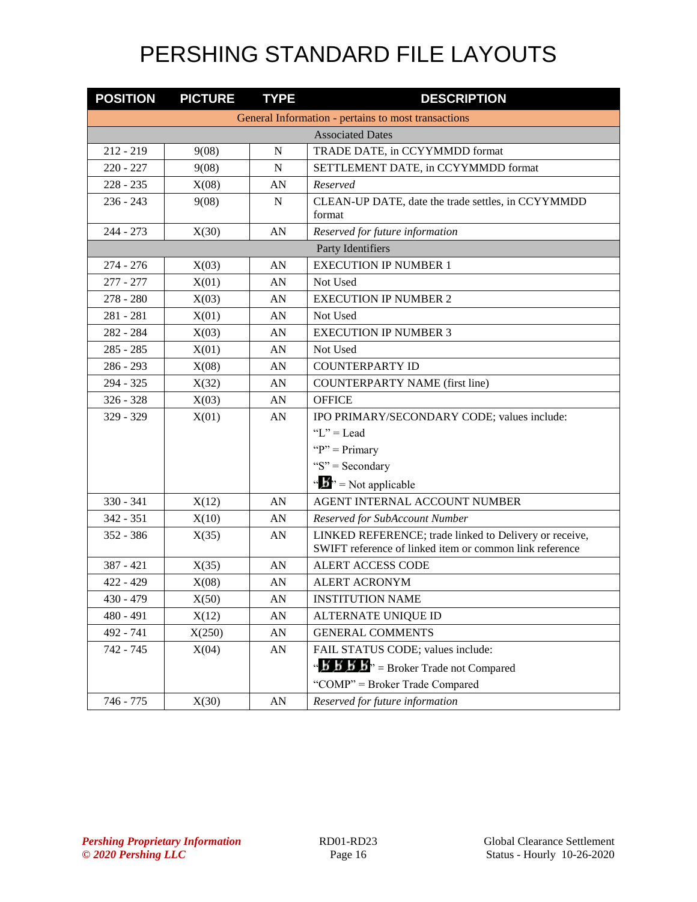# PERSHING STANDARD FILE LAYOUTS

| POSITION | PICTURE | TYPE | DESCRIPTION |
|---|---|---|---|
| General Information - pertains to most transactions | | | |
| Associated Dates | | | |
| 212 - 219 | 9(08) | N | TRADE DATE, in CCYYMMDD format |
| 220 - 227 | 9(08) | N | SETTLEMENT DATE, in CCYYMMDD format |
| 228 - 235 | X(08) | AN | *Reserved* |
| 236 - 243 | 9(08) | N | CLEAN-UP DATE, date the trade settles, in CCYYMMDD format |
| 244 - 273 | X(30) | AN | *Reserved for future information* |
| Party Identifiers | | | |
| 274 - 276 | X(03) | AN | EXECUTION IP NUMBER 1 |
| 277 - 277 | X(01) | AN | Not Used |
| 278 - 280 | X(03) | AN | EXECUTION IP NUMBER 2 |
| 281 - 281 | X(01) | AN | Not Used |
| 282 - 284 | X(03) | AN | EXECUTION IP NUMBER 3 |
| 285 - 285 | X(01) | AN | Not Used |
| 286 - 293 | X(08) | AN | COUNTERPARTY ID |
| 294 - 325 | X(32) | AN | COUNTERPARTY NAME (first line) |
| 326 - 328 | X(03) | AN | OFFICE |
| 329 - 329 | X(01) | AN | IPO PRIMARY/SECONDARY CODE; values include:<br>"L" = Lead<br>"P" = Primary<br>"S" = Secondary<br>"ƀ" = Not applicable |
| 330 - 341 | X(12) | AN | AGENT INTERNAL ACCOUNT NUMBER |
| 342 - 351 | X(10) | AN | *Reserved for SubAccount Number* |
| 352 - 386 | X(35) | AN | LINKED REFERENCE; trade linked to Delivery or receive, SWIFT reference of linked item or common link reference |
| 387 - 421 | X(35) | AN | ALERT ACCESS CODE |
| 422 - 429 | X(08) | AN | ALERT ACRONYM |
| 430 - 479 | X(50) | AN | INSTITUTION NAME |
| 480 - 491 | X(12) | AN | ALTERNATE UNIQUE ID |
| 492 - 741 | X(250) | AN | GENERAL COMMENTS |
| 742 - 745 | X(04) | AN | FAIL STATUS CODE; values include:<br>"ƀƀƀƀ" = Broker Trade not Compared<br>"COMP" = Broker Trade Compared |
| 746 - 775 | X(30) | AN | *Reserved for future information* |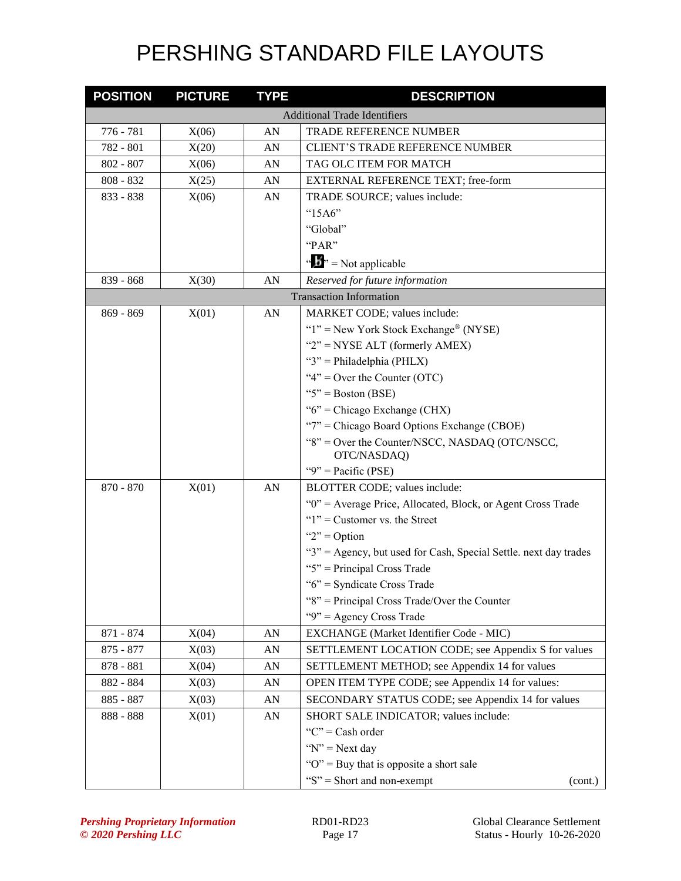# PERSHING STANDARD FILE LAYOUTS

| POSITION | PICTURE | TYPE | DESCRIPTION |
|---|---|---|---|
| Additional Trade Identifiers | | | |
| 776 - 781 | X(06) | AN | TRADE REFERENCE NUMBER |
| 782 - 801 | X(20) | AN | CLIENT'S TRADE REFERENCE NUMBER |
| 802 - 807 | X(06) | AN | TAG OLC ITEM FOR MATCH |
| 808 - 832 | X(25) | AN | EXTERNAL REFERENCE TEXT; free-form |
| 833 - 838 | X(06) | AN | TRADE SOURCE; values include:<br>"15A6"<br>"Global"<br>"PAR"<br>"b̸" = Not applicable |
| 839 - 868 | X(30) | AN | *Reserved for future information* |
| Transaction Information | | | |
| 869 - 869 | X(01) | AN | MARKET CODE; values include:<br>"1" = New York Stock Exchange® (NYSE)<br>"2" = NYSE ALT (formerly AMEX)<br>"3" = Philadelphia (PHLX)<br>"4" = Over the Counter (OTC)<br>"5" = Boston (BSE)<br>"6" = Chicago Exchange (CHX)<br>"7" = Chicago Board Options Exchange (CBOE)<br>"8" = Over the Counter/NSCC, NASDAQ (OTC/NSCC, OTC/NASDAQ)<br>"9" = Pacific (PSE) |
| 870 - 870 | X(01) | AN | BLOTTER CODE; values include:<br>"0" = Average Price, Allocated, Block, or Agent Cross Trade<br>"1" = Customer vs. the Street<br>"2" = Option<br>"3" = Agency, but used for Cash, Special Settle. next day trades<br>"5" = Principal Cross Trade<br>"6" = Syndicate Cross Trade<br>"8" = Principal Cross Trade/Over the Counter<br>"9" = Agency Cross Trade |
| 871 - 874 | X(04) | AN | EXCHANGE (Market Identifier Code - MIC) |
| 875 - 877 | X(03) | AN | SETTLEMENT LOCATION CODE; see Appendix S for values |
| 878 - 881 | X(04) | AN | SETTLEMENT METHOD; see Appendix 14 for values |
| 882 - 884 | X(03) | AN | OPEN ITEM TYPE CODE; see Appendix 14 for values: |
| 885 - 887 | X(03) | AN | SECONDARY STATUS CODE; see Appendix 14 for values |
| 888 - 888 | X(01) | AN | SHORT SALE INDICATOR; values include:<br>"C" = Cash order<br>"N" = Next day<br>"O" = Buy that is opposite a short sale<br>"S" = Short and non-exempt (cont.) |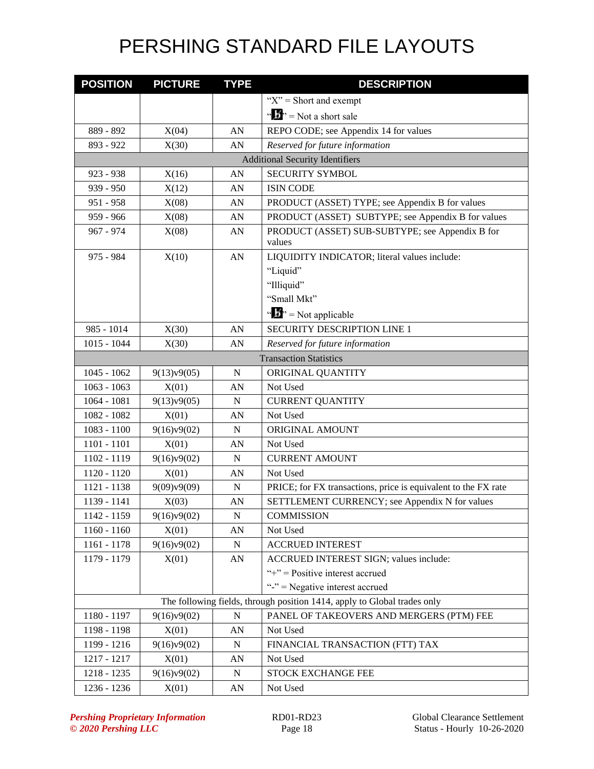# PERSHING STANDARD FILE LAYOUTS

| POSITION | PICTURE | TYPE | DESCRIPTION |
|---|---|---|---|
| | | | "X" = Short and exempt<br>"b" = Not a short sale |
| 889 - 892 | X(04) | AN | REPO CODE; see Appendix 14 for values |
| 893 - 922 | X(30) | AN | *Reserved for future information* |
| Additional Security Identifiers | | | |
| 923 - 938 | X(16) | AN | SECURITY SYMBOL |
| 939 - 950 | X(12) | AN | ISIN CODE |
| 951 - 958 | X(08) | AN | PRODUCT (ASSET) TYPE; see Appendix B for values |
| 959 - 966 | X(08) | AN | PRODUCT (ASSET) SUBTYPE; see Appendix B for values |
| 967 - 974 | X(08) | AN | PRODUCT (ASSET) SUB-SUBTYPE; see Appendix B for values |
| 975 - 984 | X(10) | AN | LIQUIDITY INDICATOR; literal values include:<br>"Liquid"<br>"Illiquid"<br>"Small Mkt"<br>"b" = Not applicable |
| 985 - 1014 | X(30) | AN | SECURITY DESCRIPTION LINE 1 |
| 1015 - 1044 | X(30) | AN | *Reserved for future information* |
| Transaction Statistics | | | |
| 1045 - 1062 | 9(13)v9(05) | N | ORIGINAL QUANTITY |
| 1063 - 1063 | X(01) | AN | Not Used |
| 1064 - 1081 | 9(13)v9(05) | N | CURRENT QUANTITY |
| 1082 - 1082 | X(01) | AN | Not Used |
| 1083 - 1100 | 9(16)v9(02) | N | ORIGINAL AMOUNT |
| 1101 - 1101 | X(01) | AN | Not Used |
| 1102 - 1119 | 9(16)v9(02) | N | CURRENT AMOUNT |
| 1120 - 1120 | X(01) | AN | Not Used |
| 1121 - 1138 | 9(09)v9(09) | N | PRICE; for FX transactions, price is equivalent to the FX rate |
| 1139 - 1141 | X(03) | AN | SETTLEMENT CURRENCY; see Appendix N for values |
| 1142 - 1159 | 9(16)v9(02) | N | COMMISSION |
| 1160 - 1160 | X(01) | AN | Not Used |
| 1161 - 1178 | 9(16)v9(02) | N | ACCRUED INTEREST |
| 1179 - 1179 | X(01) | AN | ACCRUED INTEREST SIGN; values include:<br>"+" = Positive interest accrued<br>"-" = Negative interest accrued |
| The following fields, through position 1414, apply to Global trades only | | | |
| 1180 - 1197 | 9(16)v9(02) | N | PANEL OF TAKEOVERS AND MERGERS (PTM) FEE |
| 1198 - 1198 | X(01) | AN | Not Used |
| 1199 - 1216 | 9(16)v9(02) | N | FINANCIAL TRANSACTION (FTT) TAX |
| 1217 - 1217 | X(01) | AN | Not Used |
| 1218 - 1235 | 9(16)v9(02) | N | STOCK EXCHANGE FEE |
| 1236 - 1236 | X(01) | AN | Not Used |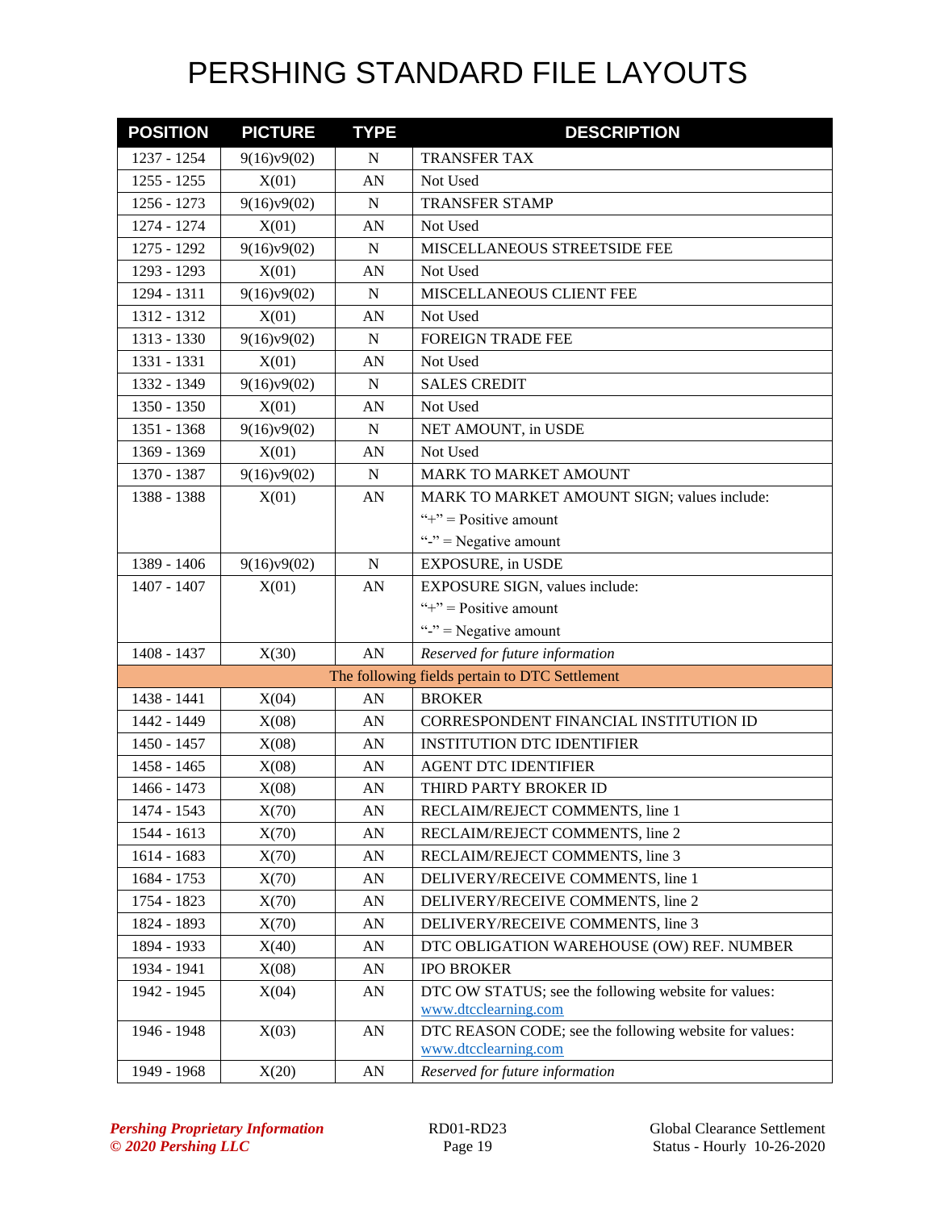# PERSHING STANDARD FILE LAYOUTS

| POSITION | PICTURE | TYPE | DESCRIPTION |
|---|---|---|---|
| 1237 - 1254 | 9(16)v9(02) | N | TRANSFER TAX |
| 1255 - 1255 | X(01) | AN | Not Used |
| 1256 - 1273 | 9(16)v9(02) | N | TRANSFER STAMP |
| 1274 - 1274 | X(01) | AN | Not Used |
| 1275 - 1292 | 9(16)v9(02) | N | MISCELLANEOUS STREETSIDE FEE |
| 1293 - 1293 | X(01) | AN | Not Used |
| 1294 - 1311 | 9(16)v9(02) | N | MISCELLANEOUS CLIENT FEE |
| 1312 - 1312 | X(01) | AN | Not Used |
| 1313 - 1330 | 9(16)v9(02) | N | FOREIGN TRADE FEE |
| 1331 - 1331 | X(01) | AN | Not Used |
| 1332 - 1349 | 9(16)v9(02) | N | SALES CREDIT |
| 1350 - 1350 | X(01) | AN | Not Used |
| 1351 - 1368 | 9(16)v9(02) | N | NET AMOUNT, in USDE |
| 1369 - 1369 | X(01) | AN | Not Used |
| 1370 - 1387 | 9(16)v9(02) | N | MARK TO MARKET AMOUNT |
| 1388 - 1388 | X(01) | AN | MARK TO MARKET AMOUNT SIGN; values include:<br>"+" = Positive amount<br>"-" = Negative amount |
| 1389 - 1406 | 9(16)v9(02) | N | EXPOSURE, in USDE |
| 1407 - 1407 | X(01) | AN | EXPOSURE SIGN, values include:<br>"+" = Positive amount<br>"-" = Negative amount |
| 1408 - 1437 | X(30) | AN | *Reserved for future information* |
| The following fields pertain to DTC Settlement | | | |
| 1438 - 1441 | X(04) | AN | BROKER |
| 1442 - 1449 | X(08) | AN | CORRESPONDENT FINANCIAL INSTITUTION ID |
| 1450 - 1457 | X(08) | AN | INSTITUTION DTC IDENTIFIER |
| 1458 - 1465 | X(08) | AN | AGENT DTC IDENTIFIER |
| 1466 - 1473 | X(08) | AN | THIRD PARTY BROKER ID |
| 1474 - 1543 | X(70) | AN | RECLAIM/REJECT COMMENTS, line 1 |
| 1544 - 1613 | X(70) | AN | RECLAIM/REJECT COMMENTS, line 2 |
| 1614 - 1683 | X(70) | AN | RECLAIM/REJECT COMMENTS, line 3 |
| 1684 - 1753 | X(70) | AN | DELIVERY/RECEIVE COMMENTS, line 1 |
| 1754 - 1823 | X(70) | AN | DELIVERY/RECEIVE COMMENTS, line 2 |
| 1824 - 1893 | X(70) | AN | DELIVERY/RECEIVE COMMENTS, line 3 |
| 1894 - 1933 | X(40) | AN | DTC OBLIGATION WAREHOUSE (OW) REF. NUMBER |
| 1934 - 1941 | X(08) | AN | IPO BROKER |
| 1942 - 1945 | X(04) | AN | DTC OW STATUS; see the following website for values: www.dtcclearning.com |
| 1946 - 1948 | X(03) | AN | DTC REASON CODE; see the following website for values: www.dtcclearning.com |
| 1949 - 1968 | X(20) | AN | *Reserved for future information* |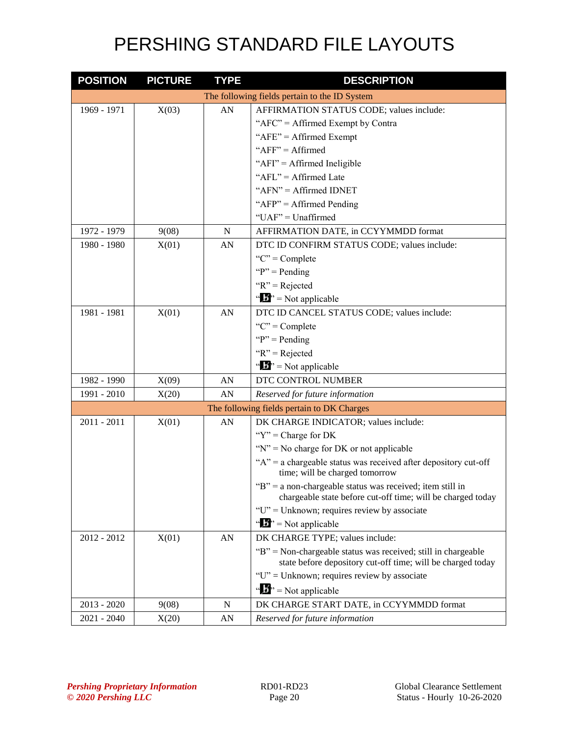# PERSHING STANDARD FILE LAYOUTS

| POSITION | PICTURE | TYPE | DESCRIPTION |
|---|---|---|---|
| | | | The following fields pertain to the ID System |
| 1969 - 1971 | X(03) | AN | AFFIRMATION STATUS CODE; values include:<br>"AFC" = Affirmed Exempt by Contra<br>"AFE" = Affirmed Exempt<br>"AFF" = Affirmed<br>"AFI" = Affirmed Ineligible<br>"AFL" = Affirmed Late<br>"AFN" = Affirmed IDNET<br>"AFP" = Affirmed Pending<br>"UAF" = Unaffirmed |
| 1972 - 1979 | 9(08) | N | AFFIRMATION DATE, in CCYYMMDD format |
| 1980 - 1980 | X(01) | AN | DTC ID CONFIRM STATUS CODE; values include:<br>"C" = Complete<br>"P" = Pending<br>"R" = Rejected<br>"b" = Not applicable |
| 1981 - 1981 | X(01) | AN | DTC ID CANCEL STATUS CODE; values include:<br>"C" = Complete<br>"P" = Pending<br>"R" = Rejected<br>"b" = Not applicable |
| 1982 - 1990 | X(09) | AN | DTC CONTROL NUMBER |
| 1991 - 2010 | X(20) | AN | *Reserved for future information* |
| | | | The following fields pertain to DK Charges |
| 2011 - 2011 | X(01) | AN | DK CHARGE INDICATOR; values include:<br>"Y" = Charge for DK<br>"N" = No charge for DK or not applicable<br>"A" = a chargeable status was received after depository cut-off time; will be charged tomorrow<br>"B" = a non-chargeable status was received; item still in chargeable state before cut-off time; will be charged today<br>"U" = Unknown; requires review by associate<br>"b" = Not applicable |
| 2012 - 2012 | X(01) | AN | DK CHARGE TYPE; values include:<br>"B" = Non-chargeable status was received; still in chargeable state before depository cut-off time; will be charged today<br>"U" = Unknown; requires review by associate<br>"b" = Not applicable |
| 2013 - 2020 | 9(08) | N | DK CHARGE START DATE, in CCYYMMDD format |
| 2021 - 2040 | X(20) | AN | *Reserved for future information* |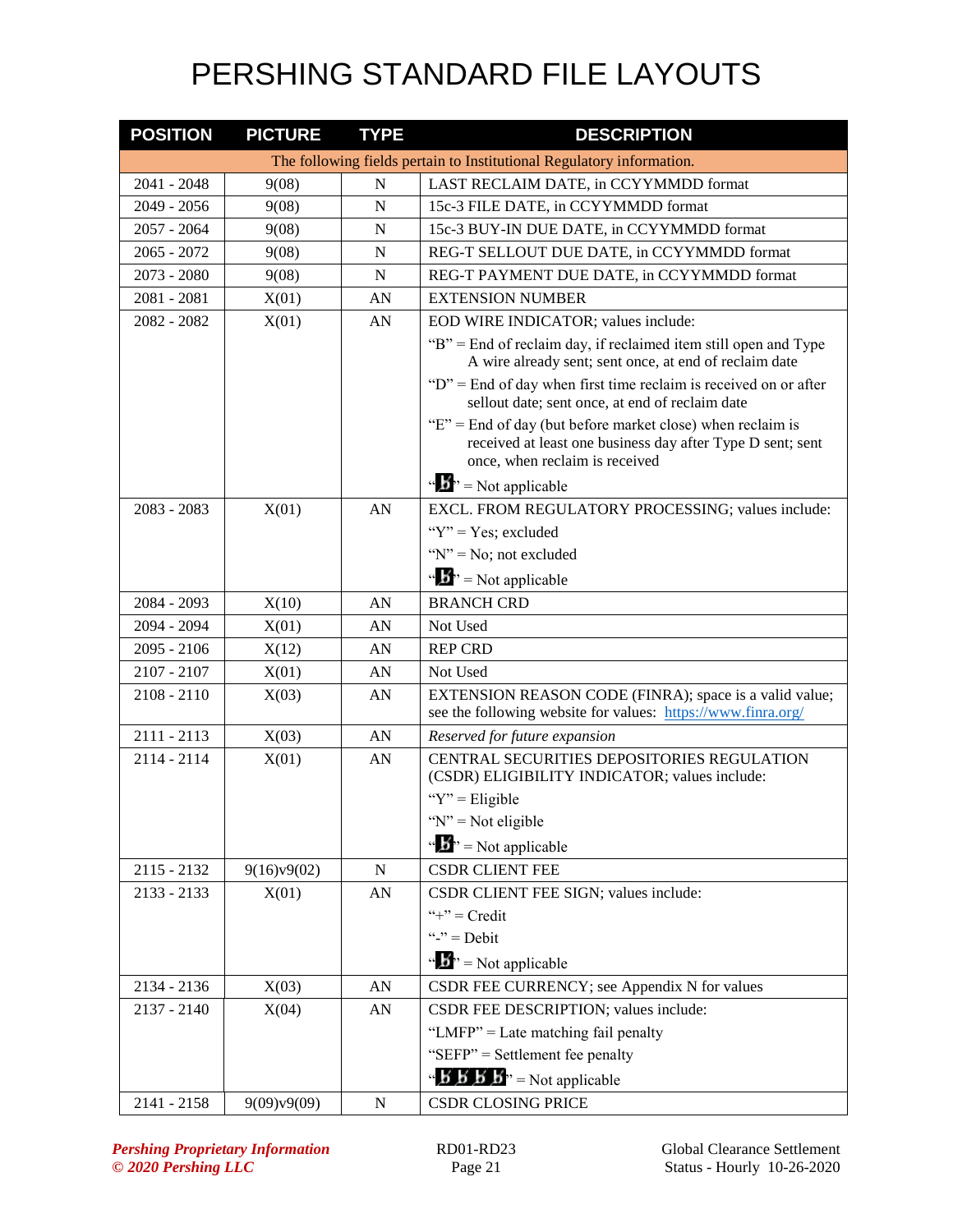# PERSHING STANDARD FILE LAYOUTS

| POSITION | PICTURE | TYPE | DESCRIPTION |
|---|---|---|---|
| The following fields pertain to Institutional Regulatory information. | | | |
| 2041 - 2048 | 9(08) | N | LAST RECLAIM DATE, in CCYYMMDD format |
| 2049 - 2056 | 9(08) | N | 15c-3 FILE DATE, in CCYYMMDD format |
| 2057 - 2064 | 9(08) | N | 15c-3 BUY-IN DUE DATE, in CCYYMMDD format |
| 2065 - 2072 | 9(08) | N | REG-T SELLOUT DUE DATE, in CCYYMMDD format |
| 2073 - 2080 | 9(08) | N | REG-T PAYMENT DUE DATE, in CCYYMMDD format |
| 2081 - 2081 | X(01) | AN | EXTENSION NUMBER |
| 2082 - 2082 | X(01) | AN | EOD WIRE INDICATOR; values include:<br>"B" = End of reclaim day, if reclaimed item still open and Type A wire already sent; sent once, at end of reclaim date<br>"D" = End of day when first time reclaim is received on or after sellout date; sent once, at end of reclaim date<br>"E" = End of day (but before market close) when reclaim is received at least one business day after Type D sent; sent once, when reclaim is received<br>"b" = Not applicable |
| 2083 - 2083 | X(01) | AN | EXCL. FROM REGULATORY PROCESSING; values include:<br>"Y" = Yes; excluded<br>"N" = No; not excluded<br>"b" = Not applicable |
| 2084 - 2093 | X(10) | AN | BRANCH CRD |
| 2094 - 2094 | X(01) | AN | Not Used |
| 2095 - 2106 | X(12) | AN | REP CRD |
| 2107 - 2107 | X(01) | AN | Not Used |
| 2108 - 2110 | X(03) | AN | EXTENSION REASON CODE (FINRA); space is a valid value; see the following website for values: https://www.finra.org/ |
| 2111 - 2113 | X(03) | AN | *Reserved for future expansion* |
| 2114 - 2114 | X(01) | AN | CENTRAL SECURITIES DEPOSITORIES REGULATION (CSDR) ELIGIBILITY INDICATOR; values include:<br>"Y" = Eligible<br>"N" = Not eligible<br>"b" = Not applicable |
| 2115 - 2132 | 9(16)v9(02) | N | CSDR CLIENT FEE |
| 2133 - 2133 | X(01) | AN | CSDR CLIENT FEE SIGN; values include:<br>"+" = Credit<br>"-" = Debit<br>"b" = Not applicable |
| 2134 - 2136 | X(03) | AN | CSDR FEE CURRENCY; see Appendix N for values |
| 2137 - 2140 | X(04) | AN | CSDR FEE DESCRIPTION; values include:<br>"LMFP" = Late matching fail penalty<br>"SEFP" = Settlement fee penalty<br>"bbbb" = Not applicable |
| 2141 - 2158 | 9(09)v9(09) | N | CSDR CLOSING PRICE |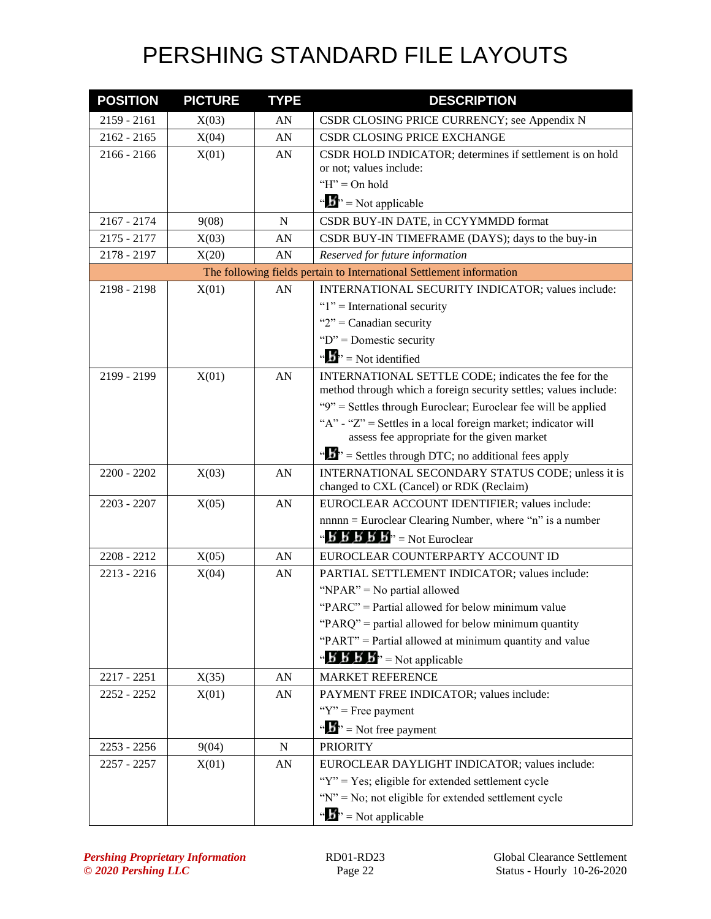# PERSHING STANDARD FILE LAYOUTS

| POSITION | PICTURE | TYPE | DESCRIPTION |
|---|---|---|---|
| 2159 - 2161 | X(03) | AN | CSDR CLOSING PRICE CURRENCY; see Appendix N |
| 2162 - 2165 | X(04) | AN | CSDR CLOSING PRICE EXCHANGE |
| 2166 - 2166 | X(01) | AN | CSDR HOLD INDICATOR; determines if settlement is on hold or not; values include:<br>"H" = On hold<br>"ƀ" = Not applicable |
| 2167 - 2174 | 9(08) | N | CSDR BUY-IN DATE, in CCYYMMDD format |
| 2175 - 2177 | X(03) | AN | CSDR BUY-IN TIMEFRAME (DAYS); days to the buy-in |
| 2178 - 2197 | X(20) | AN | *Reserved for future information* |
| The following fields pertain to International Settlement information | | | |
| 2198 - 2198 | X(01) | AN | INTERNATIONAL SECURITY INDICATOR; values include:<br>"1" = International security<br>"2" = Canadian security<br>"D" = Domestic security<br>"ƀ" = Not identified |
| 2199 - 2199 | X(01) | AN | INTERNATIONAL SETTLE CODE; indicates the fee for the method through which a foreign security settles; values include:<br>"9" = Settles through Euroclear; Euroclear fee will be applied<br>"A" - "Z" = Settles in a local foreign market; indicator will assess fee appropriate for the given market<br>"ƀ" = Settles through DTC; no additional fees apply |
| 2200 - 2202 | X(03) | AN | INTERNATIONAL SECONDARY STATUS CODE; unless it is changed to CXL (Cancel) or RDK (Reclaim) |
| 2203 - 2207 | X(05) | AN | EUROCLEAR ACCOUNT IDENTIFIER; values include:<br>nnnnn = Euroclear Clearing Number, where "n" is a number<br>"ƀƀƀƀƀ" = Not Euroclear |
| 2208 - 2212 | X(05) | AN | EUROCLEAR COUNTERPARTY ACCOUNT ID |
| 2213 - 2216 | X(04) | AN | PARTIAL SETTLEMENT INDICATOR; values include:<br>"NPAR" = No partial allowed<br>"PARC" = Partial allowed for below minimum value<br>"PARQ" = partial allowed for below minimum quantity<br>"PART" = Partial allowed at minimum quantity and value<br>"ƀƀƀƀ" = Not applicable |
| 2217 - 2251 | X(35) | AN | MARKET REFERENCE |
| 2252 - 2252 | X(01) | AN | PAYMENT FREE INDICATOR; values include:<br>"Y" = Free payment<br>"ƀ" = Not free payment |
| 2253 - 2256 | 9(04) | N | PRIORITY |
| 2257 - 2257 | X(01) | AN | EUROCLEAR DAYLIGHT INDICATOR; values include:<br>"Y" = Yes; eligible for extended settlement cycle<br>"N" = No; not eligible for extended settlement cycle<br>"ƀ" = Not applicable |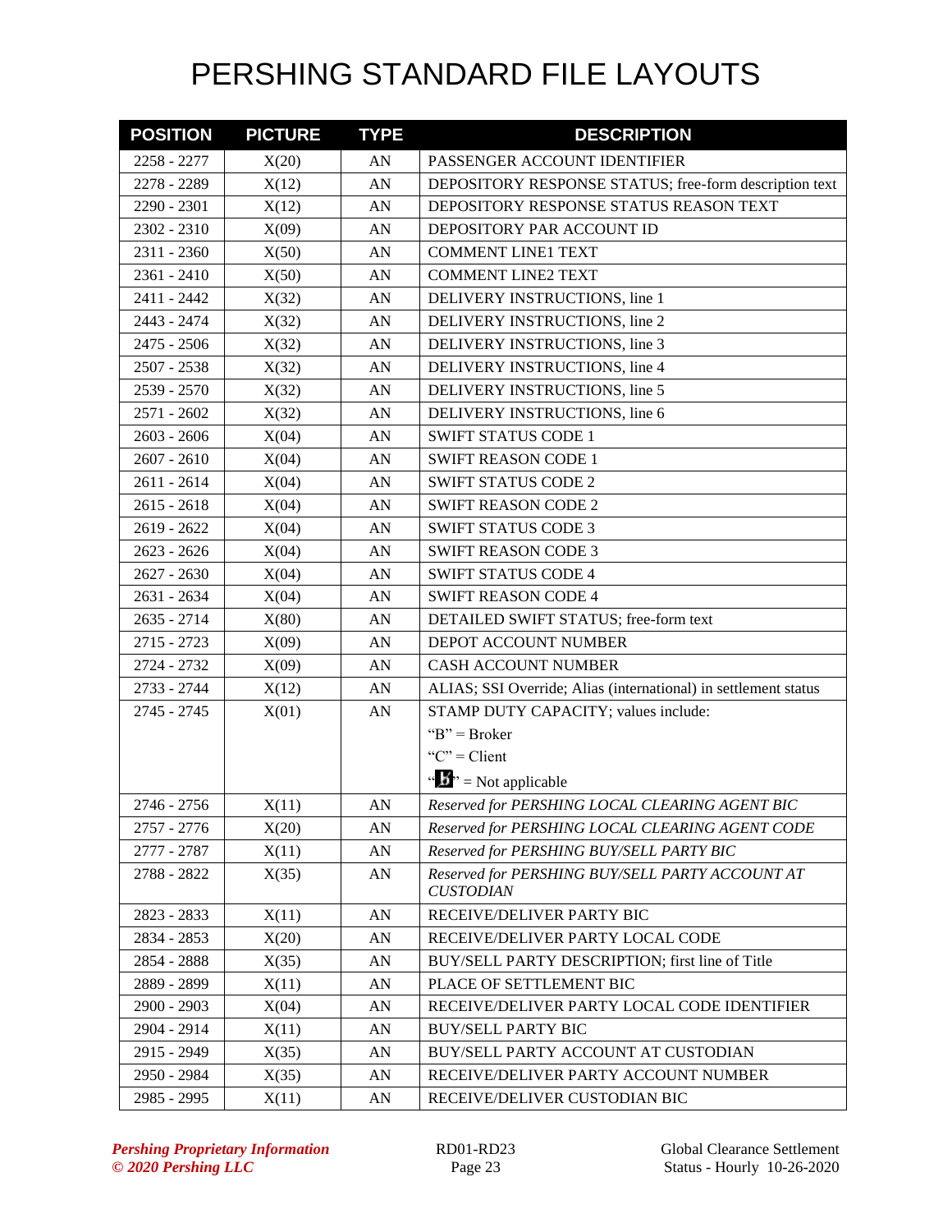# PERSHING STANDARD FILE LAYOUTS

| POSITION | PICTURE | TYPE | DESCRIPTION |
|---|---|---|---|
| 2258 - 2277 | X(20) | AN | PASSENGER ACCOUNT IDENTIFIER |
| 2278 - 2289 | X(12) | AN | DEPOSITORY RESPONSE STATUS; free-form description text |
| 2290 - 2301 | X(12) | AN | DEPOSITORY RESPONSE STATUS REASON TEXT |
| 2302 - 2310 | X(09) | AN | DEPOSITORY PAR ACCOUNT ID |
| 2311 - 2360 | X(50) | AN | COMMENT LINE1 TEXT |
| 2361 - 2410 | X(50) | AN | COMMENT LINE2 TEXT |
| 2411 - 2442 | X(32) | AN | DELIVERY INSTRUCTIONS, line 1 |
| 2443 - 2474 | X(32) | AN | DELIVERY INSTRUCTIONS, line 2 |
| 2475 - 2506 | X(32) | AN | DELIVERY INSTRUCTIONS, line 3 |
| 2507 - 2538 | X(32) | AN | DELIVERY INSTRUCTIONS, line 4 |
| 2539 - 2570 | X(32) | AN | DELIVERY INSTRUCTIONS, line 5 |
| 2571 - 2602 | X(32) | AN | DELIVERY INSTRUCTIONS, line 6 |
| 2603 - 2606 | X(04) | AN | SWIFT STATUS CODE 1 |
| 2607 - 2610 | X(04) | AN | SWIFT REASON CODE 1 |
| 2611 - 2614 | X(04) | AN | SWIFT STATUS CODE 2 |
| 2615 - 2618 | X(04) | AN | SWIFT REASON CODE 2 |
| 2619 - 2622 | X(04) | AN | SWIFT STATUS CODE 3 |
| 2623 - 2626 | X(04) | AN | SWIFT REASON CODE 3 |
| 2627 - 2630 | X(04) | AN | SWIFT STATUS CODE 4 |
| 2631 - 2634 | X(04) | AN | SWIFT REASON CODE 4 |
| 2635 - 2714 | X(80) | AN | DETAILED SWIFT STATUS; free-form text |
| 2715 - 2723 | X(09) | AN | DEPOT ACCOUNT NUMBER |
| 2724 - 2732 | X(09) | AN | CASH ACCOUNT NUMBER |
| 2733 - 2744 | X(12) | AN | ALIAS; SSI Override; Alias (international) in settlement status |
| 2745 - 2745 | X(01) | AN | STAMP DUTY CAPACITY; values include:<br>"B" = Broker<br>"C" = Client<br>"b̸" = Not applicable |
| 2746 - 2756 | X(11) | AN | *Reserved for PERSHING LOCAL CLEARING AGENT BIC* |
| 2757 - 2776 | X(20) | AN | *Reserved for PERSHING LOCAL CLEARING AGENT CODE* |
| 2777 - 2787 | X(11) | AN | *Reserved for PERSHING BUY/SELL PARTY BIC* |
| 2788 - 2822 | X(35) | AN | *Reserved for PERSHING BUY/SELL PARTY ACCOUNT AT CUSTODIAN* |
| 2823 - 2833 | X(11) | AN | RECEIVE/DELIVER PARTY BIC |
| 2834 - 2853 | X(20) | AN | RECEIVE/DELIVER PARTY LOCAL CODE |
| 2854 - 2888 | X(35) | AN | BUY/SELL PARTY DESCRIPTION; first line of Title |
| 2889 - 2899 | X(11) | AN | PLACE OF SETTLEMENT BIC |
| 2900 - 2903 | X(04) | AN | RECEIVE/DELIVER PARTY LOCAL CODE IDENTIFIER |
| 2904 - 2914 | X(11) | AN | BUY/SELL PARTY BIC |
| 2915 - 2949 | X(35) | AN | BUY/SELL PARTY ACCOUNT AT CUSTODIAN |
| 2950 - 2984 | X(35) | AN | RECEIVE/DELIVER PARTY ACCOUNT NUMBER |
| 2985 - 2995 | X(11) | AN | RECEIVE/DELIVER CUSTODIAN BIC |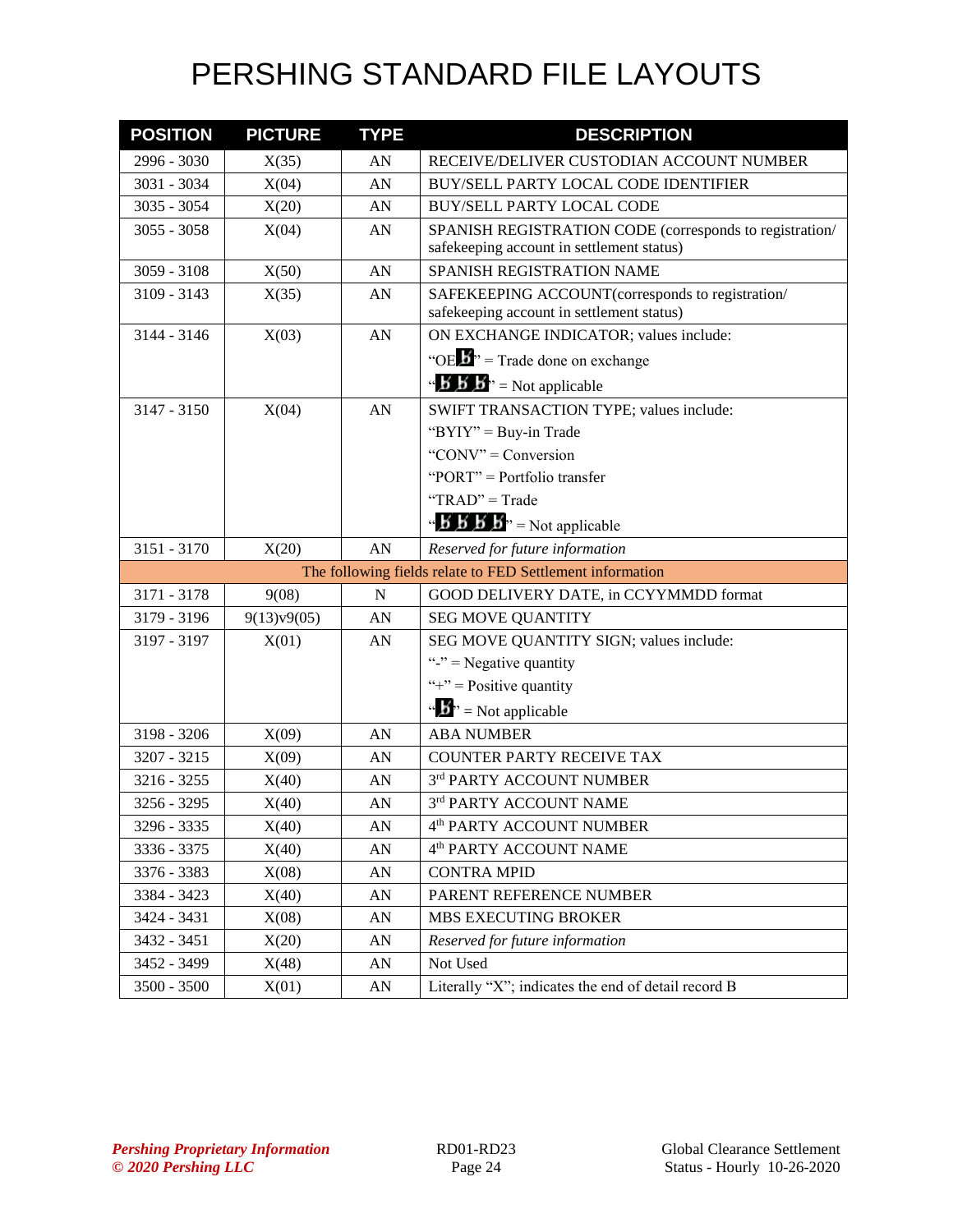# PERSHING STANDARD FILE LAYOUTS

| POSITION | PICTURE | TYPE | DESCRIPTION |
|---|---|---|---|
| 2996 - 3030 | X(35) | AN | RECEIVE/DELIVER CUSTODIAN ACCOUNT NUMBER |
| 3031 - 3034 | X(04) | AN | BUY/SELL PARTY LOCAL CODE IDENTIFIER |
| 3035 - 3054 | X(20) | AN | BUY/SELL PARTY LOCAL CODE |
| 3055 - 3058 | X(04) | AN | SPANISH REGISTRATION CODE (corresponds to registration/ safekeeping account in settlement status) |
| 3059 - 3108 | X(50) | AN | SPANISH REGISTRATION NAME |
| 3109 - 3143 | X(35) | AN | SAFEKEEPING ACCOUNT(corresponds to registration/ safekeeping account in settlement status) |
| 3144 - 3146 | X(03) | AN | ON EXCHANGE INDICATOR; values include:<br>"OEƀ" = Trade done on exchange<br>"ƀƀƀ" = Not applicable |
| 3147 - 3150 | X(04) | AN | SWIFT TRANSACTION TYPE; values include:<br>"BYIY" = Buy-in Trade<br>"CONV" = Conversion<br>"PORT" = Portfolio transfer<br>"TRAD" = Trade<br>"ƀƀƀƀ" = Not applicable |
| 3151 - 3170 | X(20) | AN | *Reserved for future information* |
| | | | The following fields relate to FED Settlement information |
| 3171 - 3178 | 9(08) | N | GOOD DELIVERY DATE, in CCYYMMDD format |
| 3179 - 3196 | 9(13)v9(05) | AN | SEG MOVE QUANTITY |
| 3197 - 3197 | X(01) | AN | SEG MOVE QUANTITY SIGN; values include:<br>"-" = Negative quantity<br>"+" = Positive quantity<br>"ƀ" = Not applicable |
| 3198 - 3206 | X(09) | AN | ABA NUMBER |
| 3207 - 3215 | X(09) | AN | COUNTER PARTY RECEIVE TAX |
| 3216 - 3255 | X(40) | AN | 3rd PARTY ACCOUNT NUMBER |
| 3256 - 3295 | X(40) | AN | 3rd PARTY ACCOUNT NAME |
| 3296 - 3335 | X(40) | AN | 4th PARTY ACCOUNT NUMBER |
| 3336 - 3375 | X(40) | AN | 4th PARTY ACCOUNT NAME |
| 3376 - 3383 | X(08) | AN | CONTRA MPID |
| 3384 - 3423 | X(40) | AN | PARENT REFERENCE NUMBER |
| 3424 - 3431 | X(08) | AN | MBS EXECUTING BROKER |
| 3432 - 3451 | X(20) | AN | *Reserved for future information* |
| 3452 - 3499 | X(48) | AN | Not Used |
| 3500 - 3500 | X(01) | AN | Literally "X"; indicates the end of detail record B |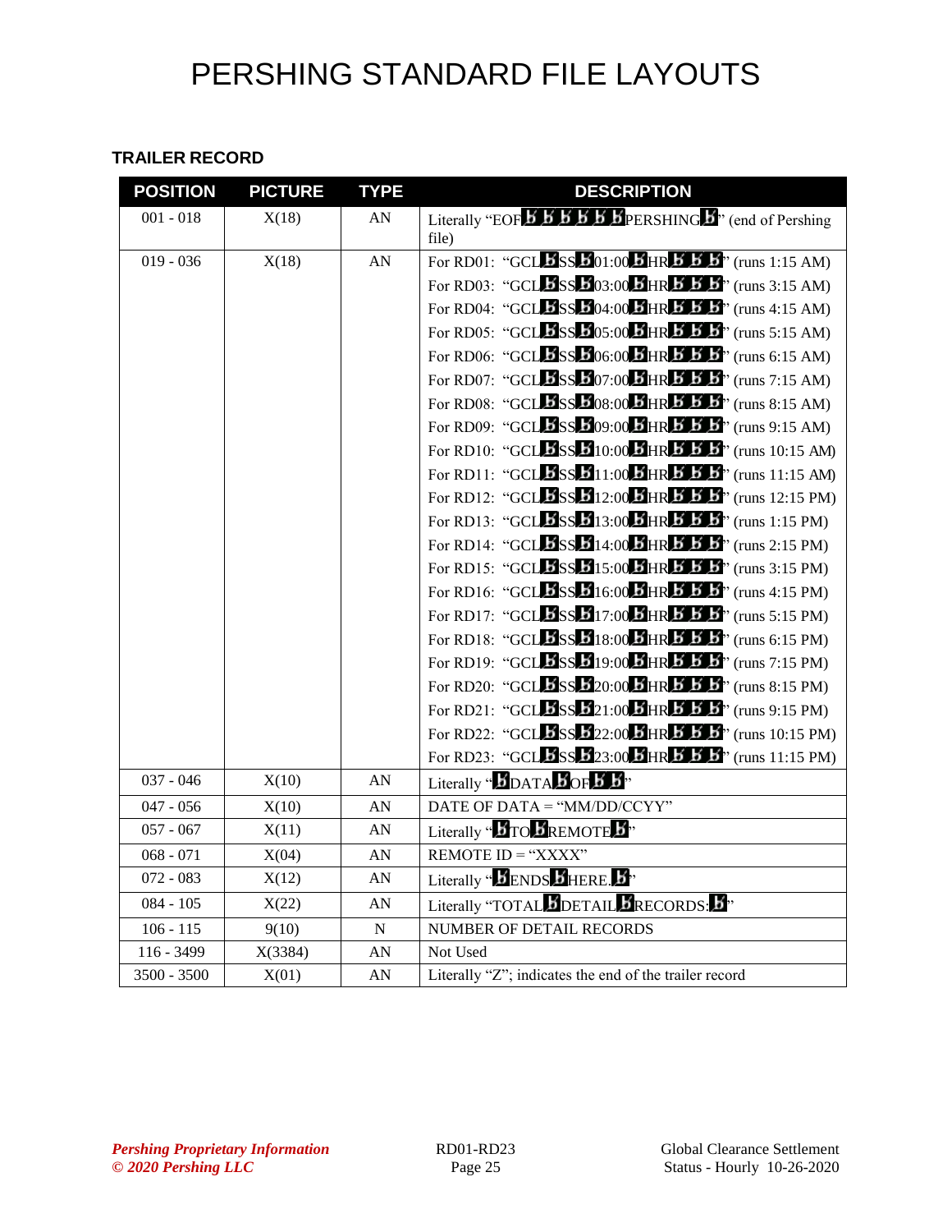## TRAILER RECORD

| POSITION | PICTURE | TYPE | DESCRIPTION |
|---|---|---|---|
| 001 - 018 | X(18) | AN | Literally "EOFƀƀƀƀƀƀPERSHINGƀ" (end of Pershing file) |
| 019 - 036 | X(18) | AN | For RD01: "GCLƀSSƀ01:00ƀHRƀƀƀ" (runs 1:15 AM)<br>For RD03: "GCLƀSSƀ03:00ƀHRƀƀƀ" (runs 3:15 AM)<br>For RD04: "GCLƀSSƀ04:00ƀHRƀƀƀ" (runs 4:15 AM)<br>For RD05: "GCLƀSSƀ05:00ƀHRƀƀƀ" (runs 5:15 AM)<br>For RD06: "GCLƀSSƀ06:00ƀHRƀƀƀ" (runs 6:15 AM)<br>For RD07: "GCLƀSSƀ07:00ƀHRƀƀƀ" (runs 7:15 AM)<br>For RD08: "GCLƀSSƀ08:00ƀHRƀƀƀ" (runs 8:15 AM)<br>For RD09: "GCLƀSSƀ09:00ƀHRƀƀƀ" (runs 9:15 AM)<br>For RD10: "GCLƀSSƀ10:00ƀHRƀƀƀ" (runs 10:15 AM)<br>For RD11: "GCLƀSSƀ11:00ƀHRƀƀƀ" (runs 11:15 AM)<br>For RD12: "GCLƀSSƀ12:00ƀHRƀƀƀ" (runs 12:15 PM)<br>For RD13: "GCLƀSSƀ13:00ƀHRƀƀƀ" (runs 1:15 PM)<br>For RD14: "GCLƀSSƀ14:00ƀHRƀƀƀ" (runs 2:15 PM)<br>For RD15: "GCLƀSSƀ15:00ƀHRƀƀƀ" (runs 3:15 PM)<br>For RD16: "GCLƀSSƀ16:00ƀHRƀƀƀ" (runs 4:15 PM)<br>For RD17: "GCLƀSSƀ17:00ƀHRƀƀƀ" (runs 5:15 PM)<br>For RD18: "GCLƀSSƀ18:00ƀHRƀƀƀ" (runs 6:15 PM)<br>For RD19: "GCLƀSSƀ19:00ƀHRƀƀƀ" (runs 7:15 PM)<br>For RD20: "GCLƀSSƀ20:00ƀHRƀƀƀ" (runs 8:15 PM)<br>For RD21: "GCLƀSSƀ21:00ƀHRƀƀƀ" (runs 9:15 PM)<br>For RD22: "GCLƀSSƀ22:00ƀHRƀƀƀ" (runs 10:15 PM)<br>For RD23: "GCLƀSSƀ23:00ƀHRƀƀƀ" (runs 11:15 PM) |
| 037 - 046 | X(10) | AN | Literally "ƀDATAƀOFƀƀ" |
| 047 - 056 | X(10) | AN | DATE OF DATA = "MM/DD/CCYY" |
| 057 - 067 | X(11) | AN | Literally "ƀTOƀREMOTEƀ" |
| 068 - 071 | X(04) | AN | REMOTE ID = "XXXX" |
| 072 - 083 | X(12) | AN | Literally "ƀENDSƀHERE.ƀ" |
| 084 - 105 | X(22) | AN | Literally "TOTALƀDETAILƀRECORDS:ƀ" |
| 106 - 115 | 9(10) | N | NUMBER OF DETAIL RECORDS |
| 116 - 3499 | X(3384) | AN | Not Used |
| 3500 - 3500 | X(01) | AN | Literally "Z"; indicates the end of the trailer record |